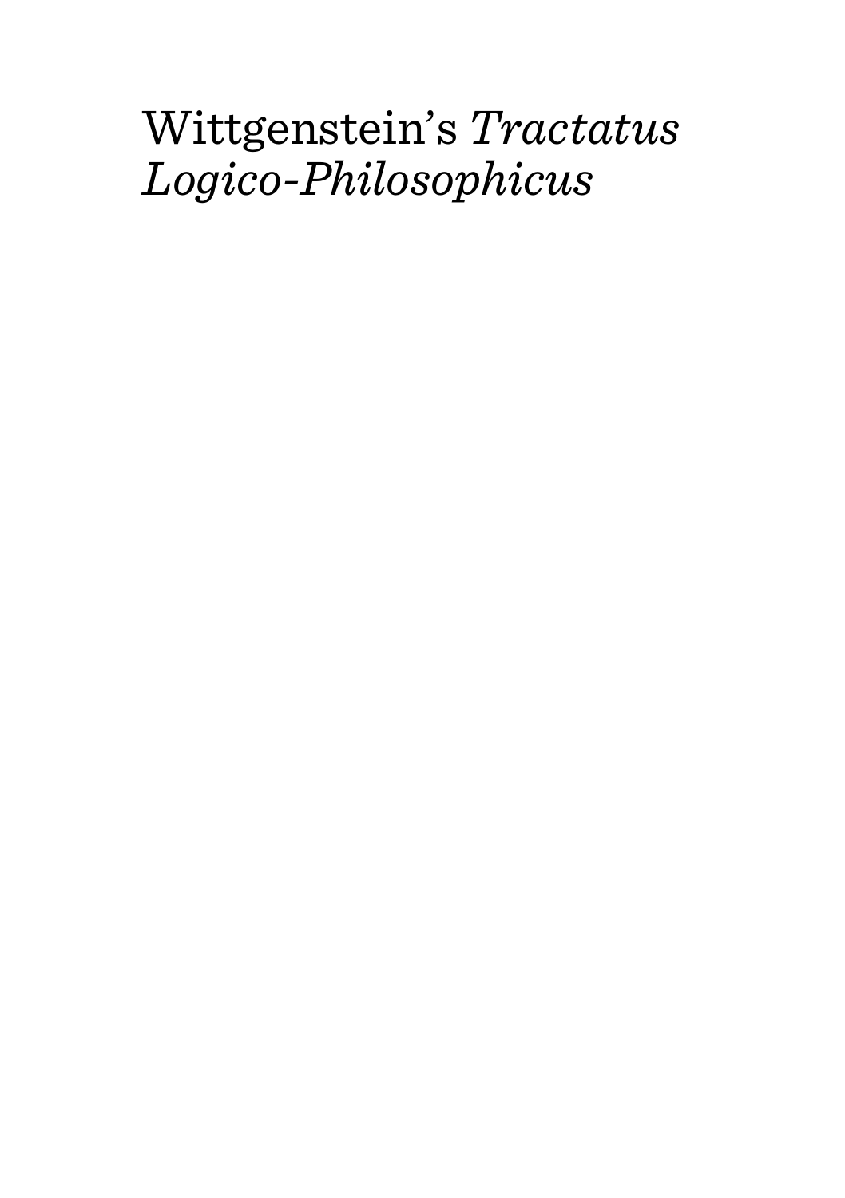# Wittgenstein's *Tractatus Logico-Philosophicus*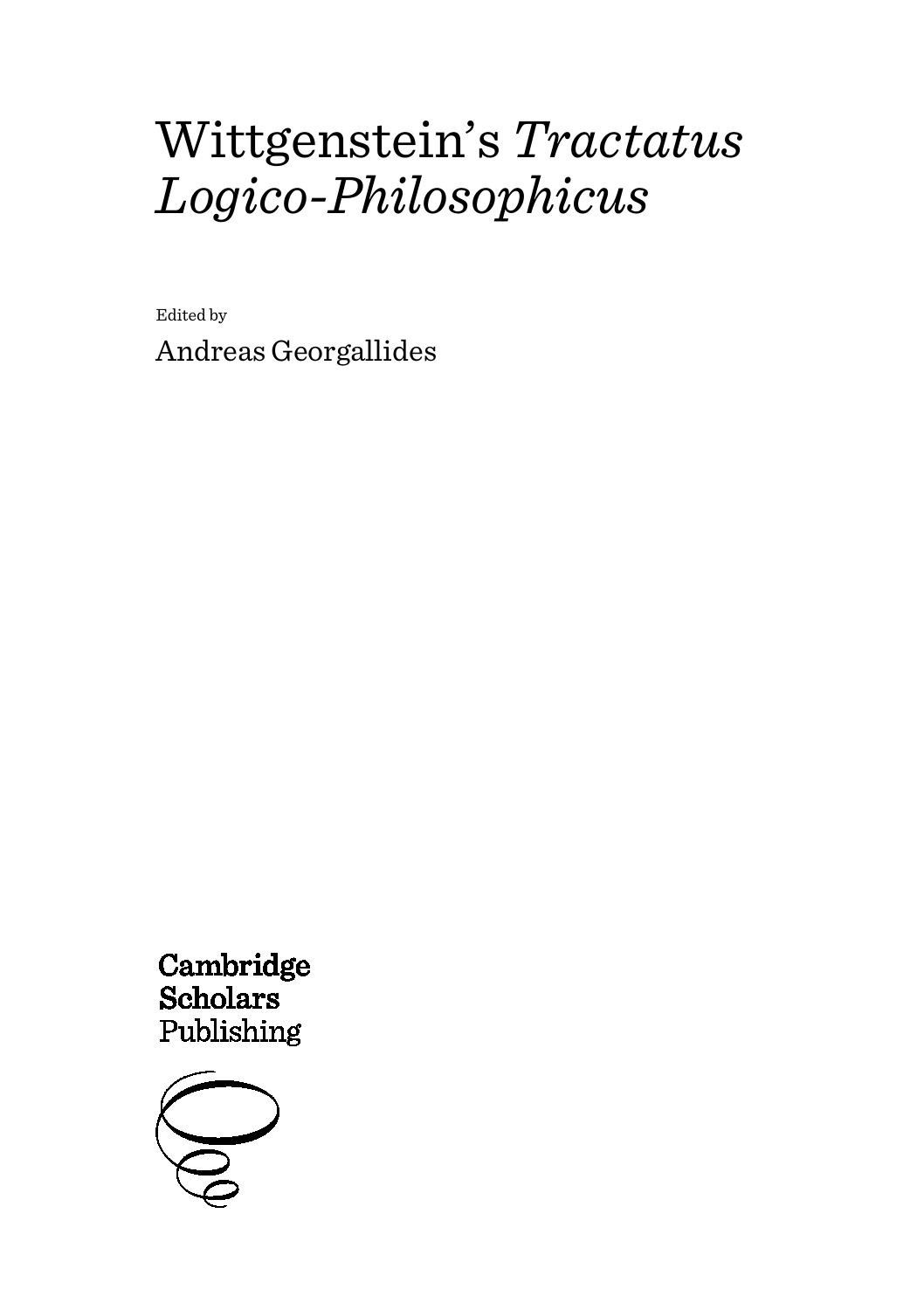# Wittgenstein's *Tractatus Logico-Philosophicus*

Edited by

Andreas Georgallides

**Cambridge Scholars**
Publishing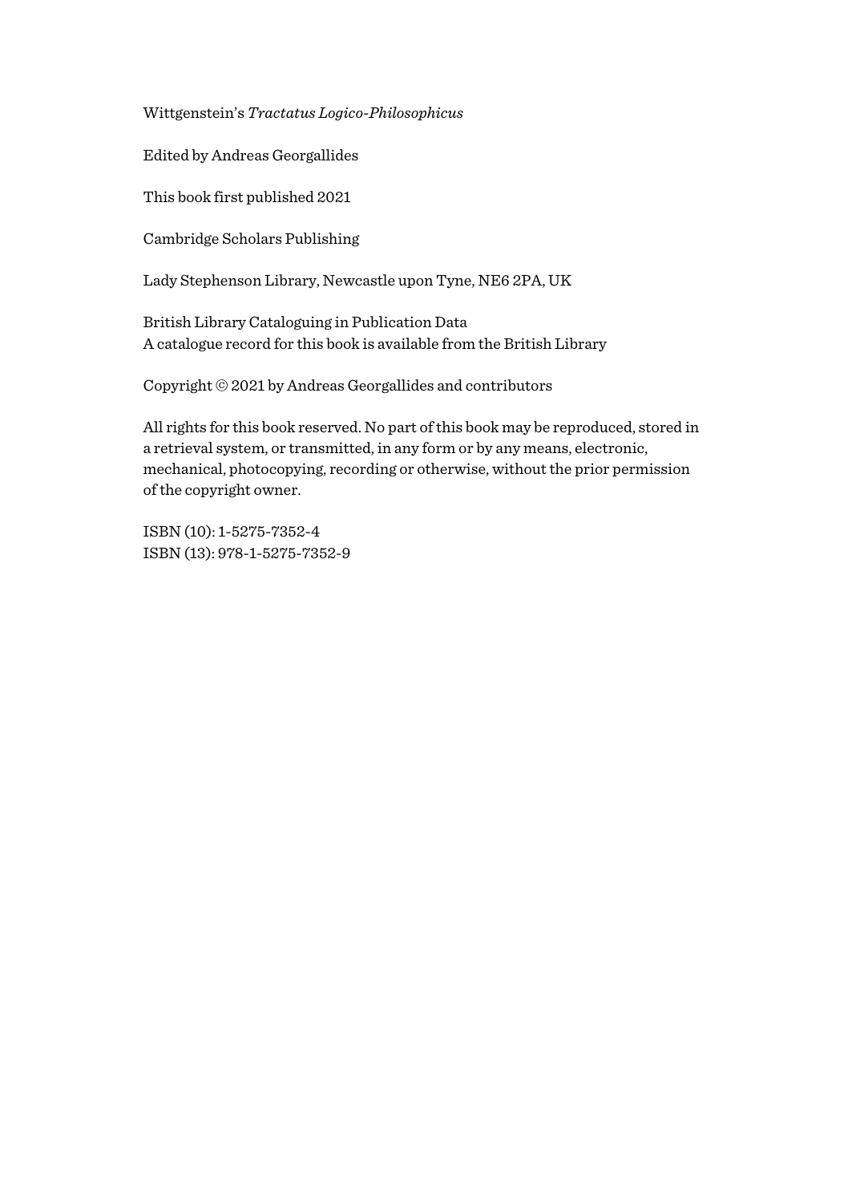Wittgenstein's *Tractatus Logico-Philosophicus*

Edited by Andreas Georgallides

This book first published 2021

Cambridge Scholars Publishing

Lady Stephenson Library, Newcastle upon Tyne, NE6 2PA, UK

British Library Cataloguing in Publication Data
A catalogue record for this book is available from the British Library

Copyright © 2021 by Andreas Georgallides and contributors

All rights for this book reserved. No part of this book may be reproduced, stored in a retrieval system, or transmitted, in any form or by any means, electronic, mechanical, photocopying, recording or otherwise, without the prior permission of the copyright owner.

ISBN (10): 1-5275-7352-4
ISBN (13): 978-1-5275-7352-9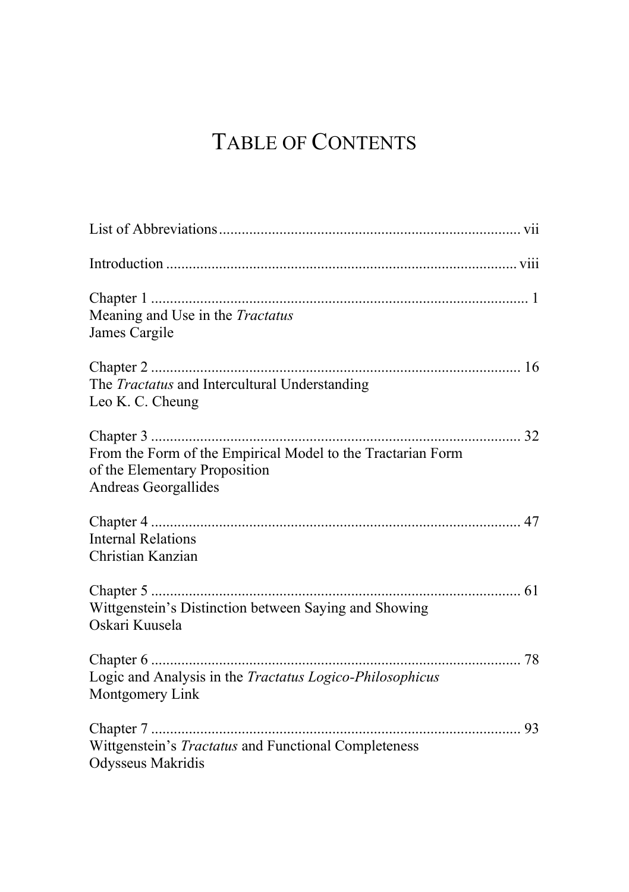# TABLE OF CONTENTS

List of Abbreviations ............................................................................... vii

Introduction ............................................................................................ viii

Chapter 1 .................................................................................................. 1
Meaning and Use in the *Tractatus*
James Cargile

Chapter 2 ................................................................................................. 16
The *Tractatus* and Intercultural Understanding
Leo K. C. Cheung

Chapter 3 ................................................................................................. 32
From the Form of the Empirical Model to the Tractarian Form of the Elementary Proposition
Andreas Georgallides

Chapter 4 ................................................................................................. 47
Internal Relations
Christian Kanzian

Chapter 5 ................................................................................................. 61
Wittgenstein's Distinction between Saying and Showing
Oskari Kuusela

Chapter 6 ................................................................................................. 78
Logic and Analysis in the *Tractatus Logico-Philosophicus*
Montgomery Link

Chapter 7 ................................................................................................. 93
Wittgenstein's *Tractatus* and Functional Completeness
Odysseus Makridis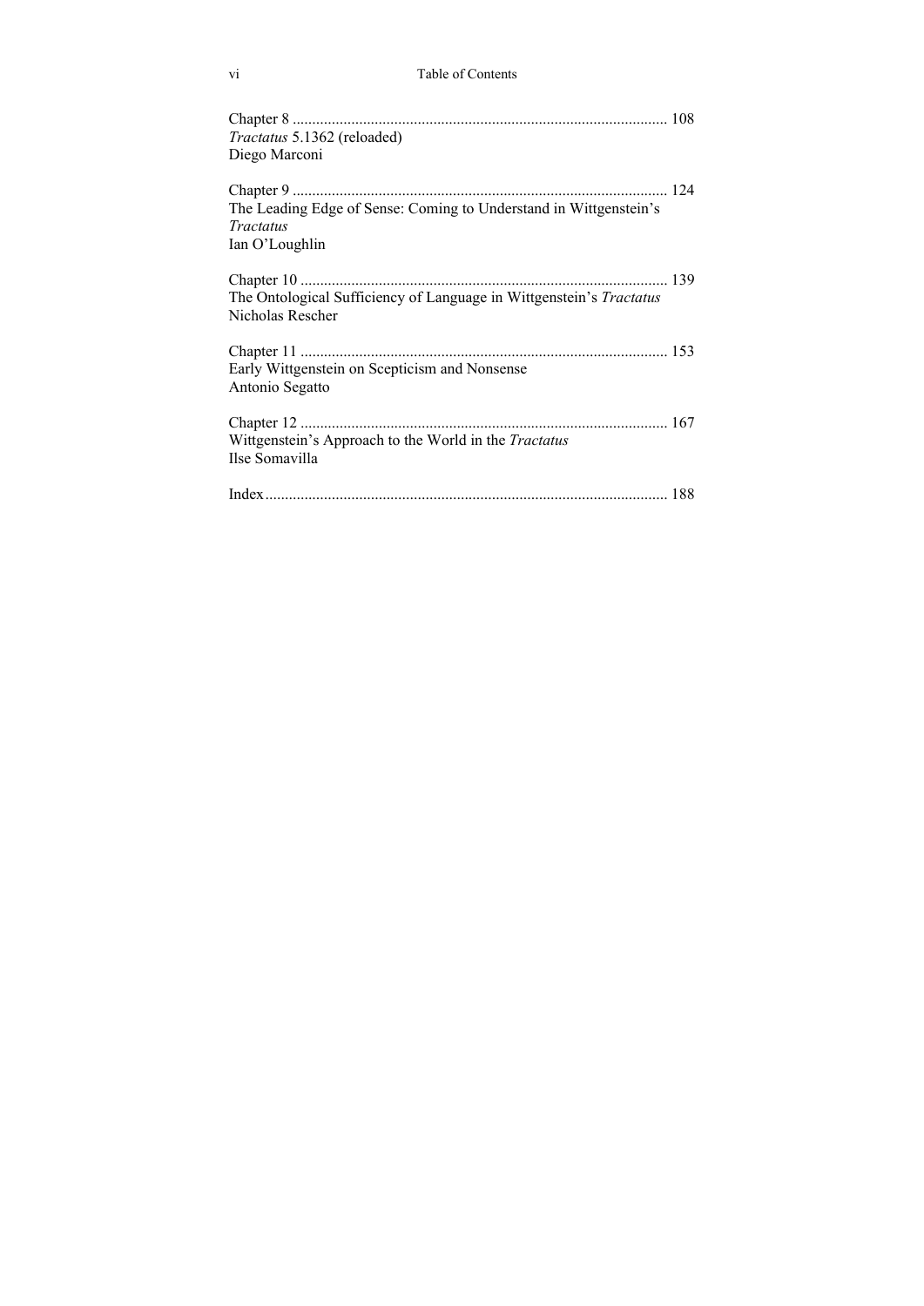Chapter 8 ............................................................................................... 108
*Tractatus* 5.1362 (reloaded)
Diego Marconi

Chapter 9 ............................................................................................... 124
The Leading Edge of Sense: Coming to Understand in Wittgenstein's *Tractatus*
Ian O'Loughlin

Chapter 10 ............................................................................................. 139
The Ontological Sufficiency of Language in Wittgenstein's *Tractatus*
Nicholas Rescher

Chapter 11 ............................................................................................. 153
Early Wittgenstein on Scepticism and Nonsense
Antonio Segatto

Chapter 12 ............................................................................................. 167
Wittgenstein's Approach to the World in the *Tractatus*
Ilse Somavilla

Index ...................................................................................................... 188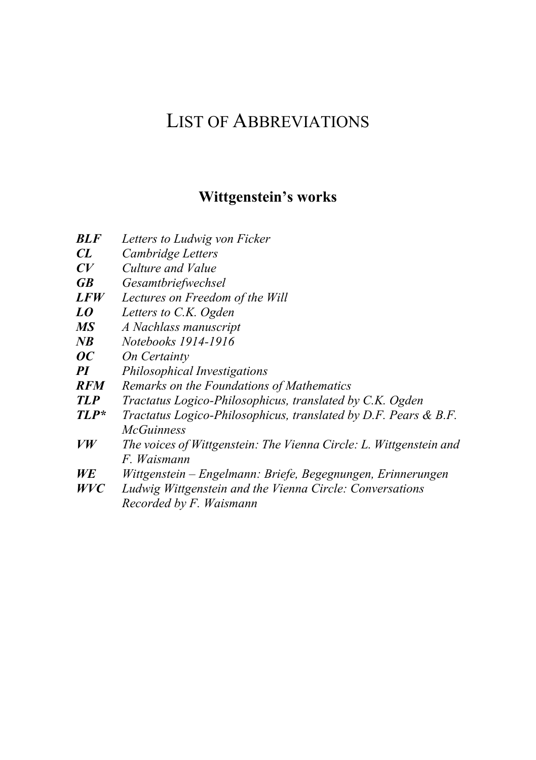# LIST OF ABBREVIATIONS

## Wittgenstein's works

***BLF*** *Letters to Ludwig von Ficker*
***CL*** *Cambridge Letters*
***CV*** *Culture and Value*
***GB*** *Gesamtbriefwechsel*
***LFW*** *Lectures on Freedom of the Will*
***LO*** *Letters to C.K. Ogden*
***MS*** *A Nachlass manuscript*
***NB*** *Notebooks 1914-1916*
***OC*** *On Certainty*
***PI*** *Philosophical Investigations*
***RFM*** *Remarks on the Foundations of Mathematics*
***TLP*** *Tractatus Logico-Philosophicus, translated by C.K. Ogden*
***TLP**** *Tractatus Logico-Philosophicus, translated by D.F. Pears & B.F. McGuinness*
***VW*** *The voices of Wittgenstein: The Vienna Circle: L. Wittgenstein and F. Waismann*
***WE*** *Wittgenstein – Engelmann: Briefe, Begegnungen, Erinnerungen*
***WVC*** *Ludwig Wittgenstein and the Vienna Circle: Conversations Recorded by F. Waismann*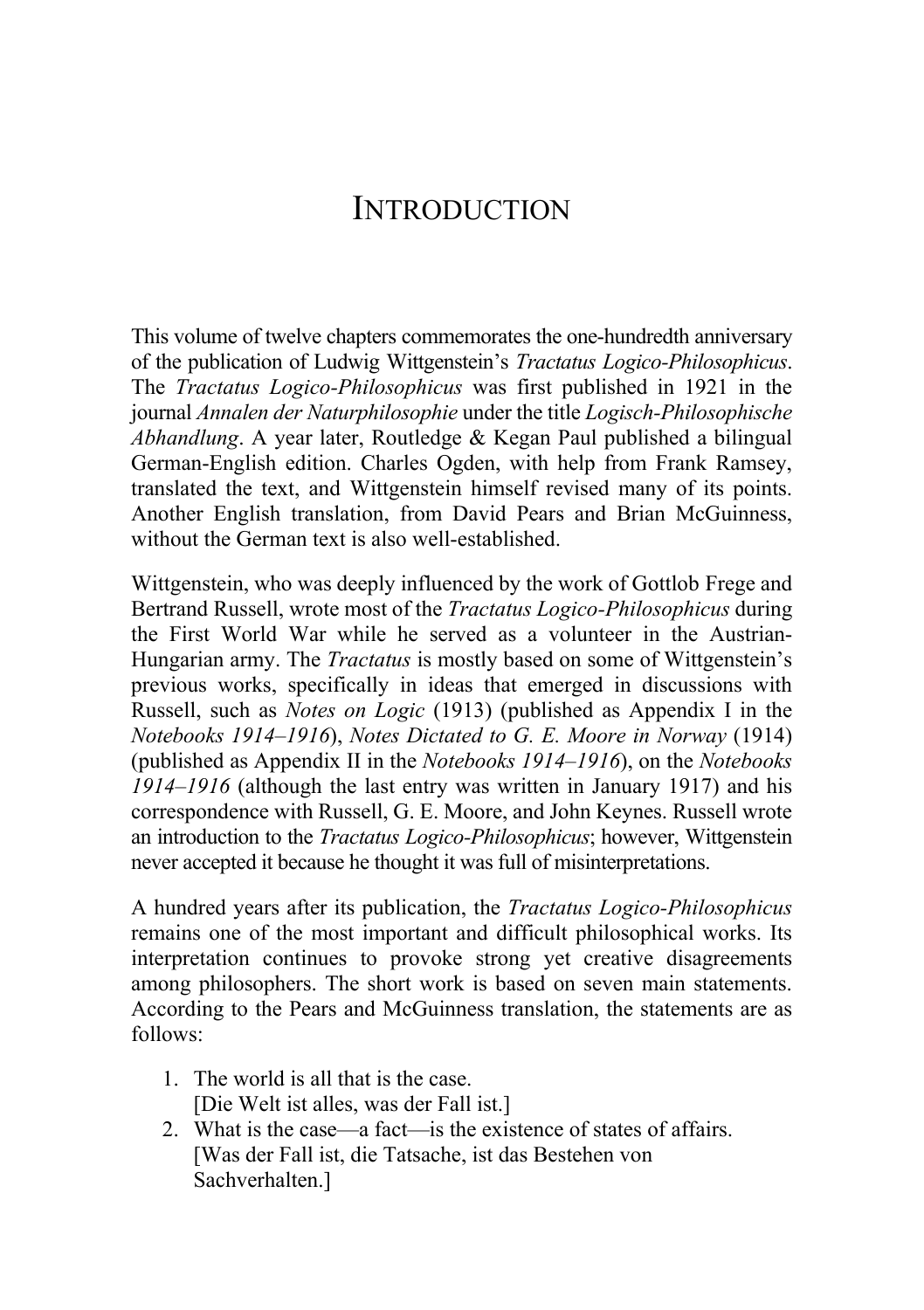# INTRODUCTION

This volume of twelve chapters commemorates the one-hundredth anniversary of the publication of Ludwig Wittgenstein's *Tractatus Logico-Philosophicus*. The *Tractatus Logico-Philosophicus* was first published in 1921 in the journal *Annalen der Naturphilosophie* under the title *Logisch-Philosophische Abhandlung*. A year later, Routledge & Kegan Paul published a bilingual German-English edition. Charles Ogden, with help from Frank Ramsey, translated the text, and Wittgenstein himself revised many of its points. Another English translation, from David Pears and Brian McGuinness, without the German text is also well-established.

Wittgenstein, who was deeply influenced by the work of Gottlob Frege and Bertrand Russell, wrote most of the *Tractatus Logico-Philosophicus* during the First World War while he served as a volunteer in the Austrian-Hungarian army. The *Tractatus* is mostly based on some of Wittgenstein's previous works, specifically in ideas that emerged in discussions with Russell, such as *Notes on Logic* (1913) (published as Appendix I in the *Notebooks 1914–1916*), *Notes Dictated to G. E. Moore in Norway* (1914) (published as Appendix II in the *Notebooks 1914–1916*), on the *Notebooks 1914–1916* (although the last entry was written in January 1917) and his correspondence with Russell, G. E. Moore, and John Keynes. Russell wrote an introduction to the *Tractatus Logico-Philosophicus*; however, Wittgenstein never accepted it because he thought it was full of misinterpretations.

A hundred years after its publication, the *Tractatus Logico-Philosophicus* remains one of the most important and difficult philosophical works. Its interpretation continues to provoke strong yet creative disagreements among philosophers. The short work is based on seven main statements. According to the Pears and McGuinness translation, the statements are as follows:

1. The world is all that is the case.
   [Die Welt ist alles, was der Fall ist.]
2. What is the case—a fact—is the existence of states of affairs.
   [Was der Fall ist, die Tatsache, ist das Bestehen von Sachverhalten.]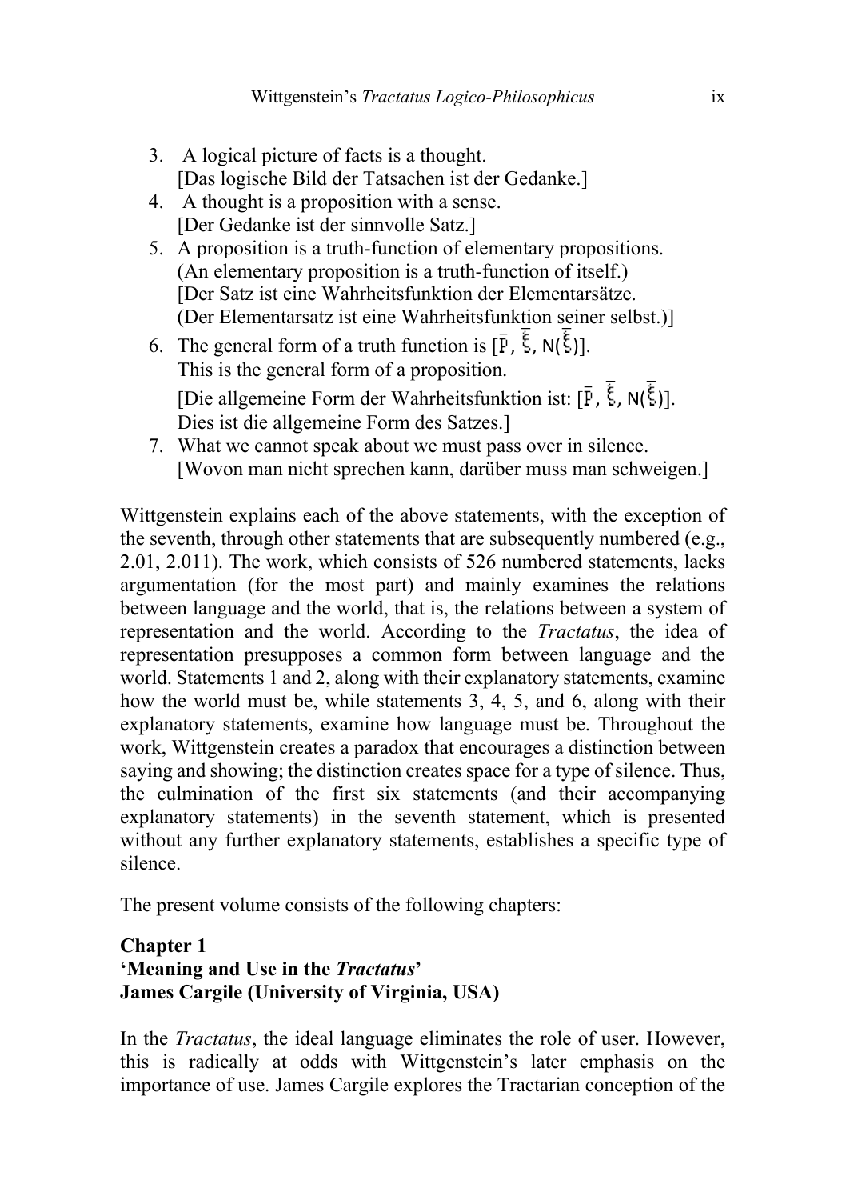3. A logical picture of facts is a thought.
   [Das logische Bild der Tatsachen ist der Gedanke.]
4. A thought is a proposition with a sense.
   [Der Gedanke ist der sinnvolle Satz.]
5. A proposition is a truth-function of elementary propositions.
   (An elementary proposition is a truth-function of itself.)
   [Der Satz ist eine Wahrheitsfunktion der Elementarsätze.
   (Der Elementarsatz ist eine Wahrheitsfunktion seiner selbst.)]
6. The general form of a truth function is $[\bar{p}, \bar{\xi}, N(\bar{\xi})]$.
   This is the general form of a proposition.
   [Die allgemeine Form der Wahrheitsfunktion ist: $[\bar{p}, \bar{\xi}, N(\bar{\xi})]$.
   Dies ist die allgemeine Form des Satzes.]
7. What we cannot speak about we must pass over in silence.
   [Wovon man nicht sprechen kann, darüber muss man schweigen.]

Wittgenstein explains each of the above statements, with the exception of the seventh, through other statements that are subsequently numbered (e.g., 2.01, 2.011). The work, which consists of 526 numbered statements, lacks argumentation (for the most part) and mainly examines the relations between language and the world, that is, the relations between a system of representation and the world. According to the *Tractatus*, the idea of representation presupposes a common form between language and the world. Statements 1 and 2, along with their explanatory statements, examine how the world must be, while statements 3, 4, 5, and 6, along with their explanatory statements, examine how language must be. Throughout the work, Wittgenstein creates a paradox that encourages a distinction between saying and showing; the distinction creates space for a type of silence. Thus, the culmination of the first six statements (and their accompanying explanatory statements) in the seventh statement, which is presented without any further explanatory statements, establishes a specific type of silence.

The present volume consists of the following chapters:

**Chapter 1**
**'Meaning and Use in the *Tractatus*'**
**James Cargile (University of Virginia, USA)**

In the *Tractatus*, the ideal language eliminates the role of user. However, this is radically at odds with Wittgenstein's later emphasis on the importance of use. James Cargile explores the Tractarian conception of the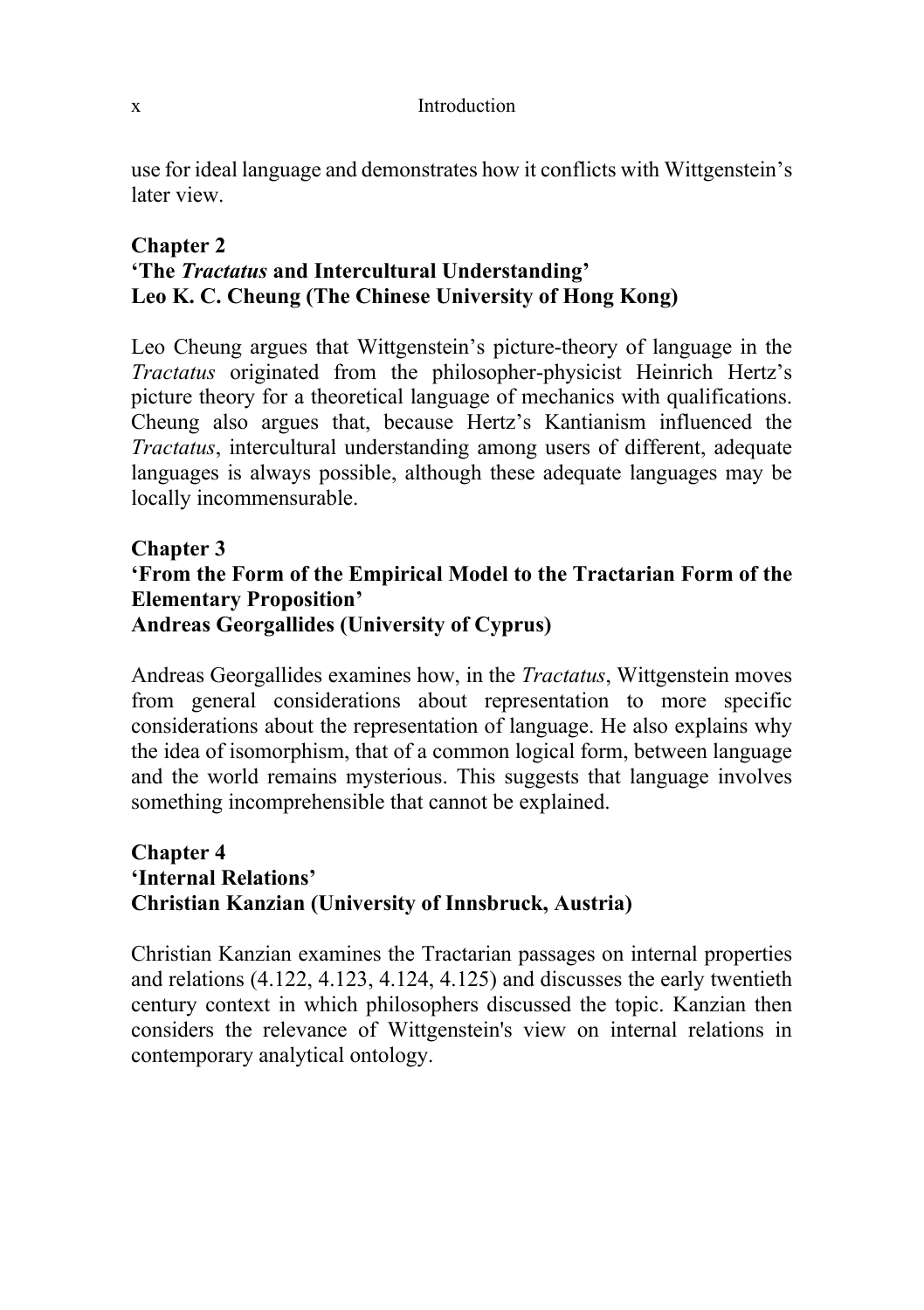use for ideal language and demonstrates how it conflicts with Wittgenstein's later view.

**Chapter 2**
**'The *Tractatus* and Intercultural Understanding'**
**Leo K. C. Cheung (The Chinese University of Hong Kong)**

Leo Cheung argues that Wittgenstein's picture-theory of language in the *Tractatus* originated from the philosopher-physicist Heinrich Hertz's picture theory for a theoretical language of mechanics with qualifications. Cheung also argues that, because Hertz's Kantianism influenced the *Tractatus*, intercultural understanding among users of different, adequate languages is always possible, although these adequate languages may be locally incommensurable.

**Chapter 3**
**'From the Form of the Empirical Model to the Tractarian Form of the Elementary Proposition'**
**Andreas Georgallides (University of Cyprus)**

Andreas Georgallides examines how, in the *Tractatus*, Wittgenstein moves from general considerations about representation to more specific considerations about the representation of language. He also explains why the idea of isomorphism, that of a common logical form, between language and the world remains mysterious. This suggests that language involves something incomprehensible that cannot be explained.

**Chapter 4**
**'Internal Relations'**
**Christian Kanzian (University of Innsbruck, Austria)**

Christian Kanzian examines the Tractarian passages on internal properties and relations (4.122, 4.123, 4.124, 4.125) and discusses the early twentieth century context in which philosophers discussed the topic. Kanzian then considers the relevance of Wittgenstein's view on internal relations in contemporary analytical ontology.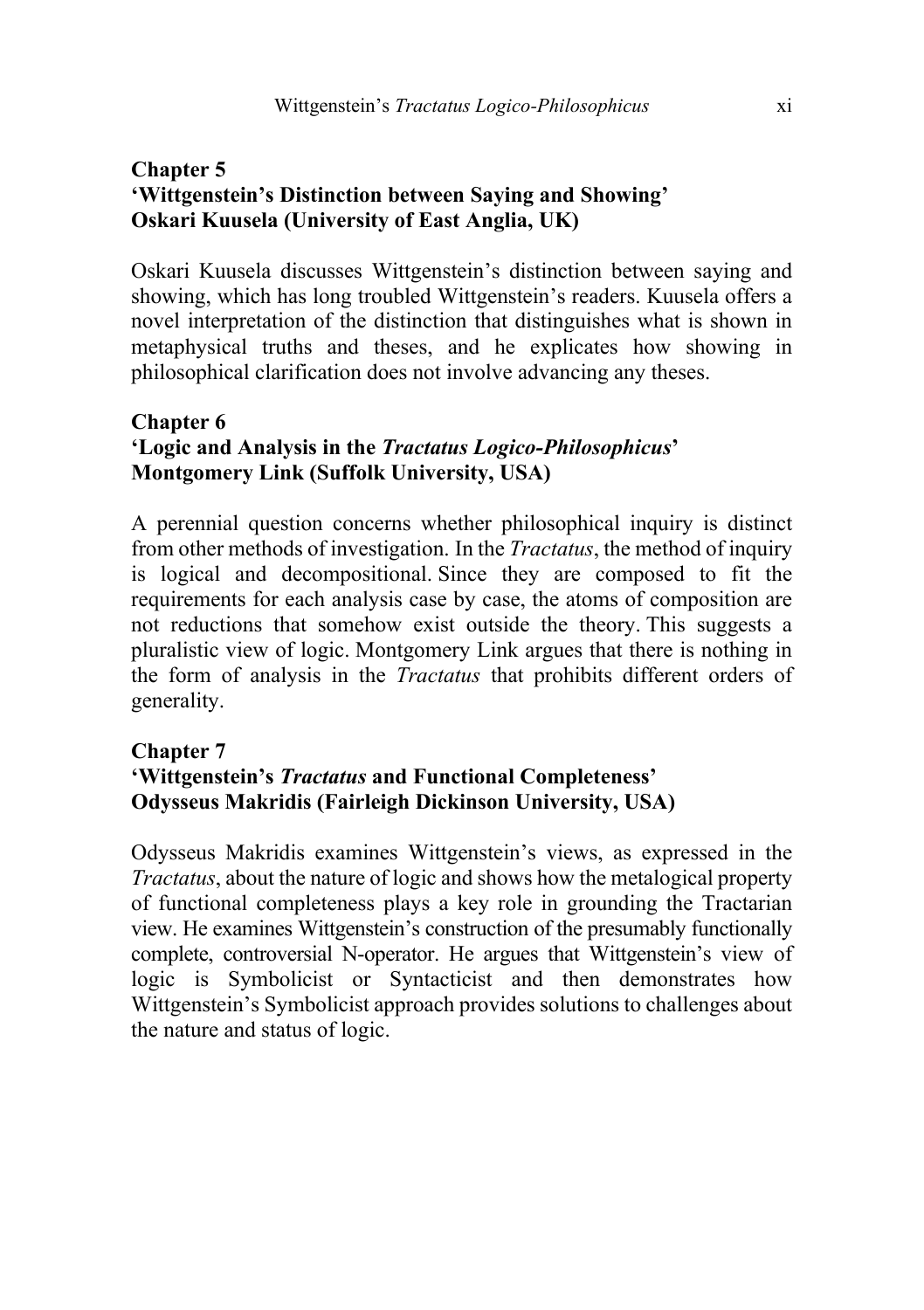### Chapter 5
### ‘Wittgenstein’s Distinction between Saying and Showing’
### Oskari Kuusela (University of East Anglia, UK)

Oskari Kuusela discusses Wittgenstein’s distinction between saying and showing, which has long troubled Wittgenstein’s readers. Kuusela offers a novel interpretation of the distinction that distinguishes what is shown in metaphysical truths and theses, and he explicates how showing in philosophical clarification does not involve advancing any theses.

### Chapter 6
### ‘Logic and Analysis in the *Tractatus Logico-Philosophicus*’
### Montgomery Link (Suffolk University, USA)

A perennial question concerns whether philosophical inquiry is distinct from other methods of investigation. In the *Tractatus*, the method of inquiry is logical and decompositional. Since they are composed to fit the requirements for each analysis case by case, the atoms of composition are not reductions that somehow exist outside the theory. This suggests a pluralistic view of logic. Montgomery Link argues that there is nothing in the form of analysis in the *Tractatus* that prohibits different orders of generality.

### Chapter 7
### ‘Wittgenstein’s *Tractatus* and Functional Completeness’
### Odysseus Makridis (Fairleigh Dickinson University, USA)

Odysseus Makridis examines Wittgenstein’s views, as expressed in the *Tractatus*, about the nature of logic and shows how the metalogical property of functional completeness plays a key role in grounding the Tractarian view. He examines Wittgenstein’s construction of the presumably functionally complete, controversial N-operator. He argues that Wittgenstein’s view of logic is Symbolicist or Syntacticist and then demonstrates how Wittgenstein’s Symbolicist approach provides solutions to challenges about the nature and status of logic.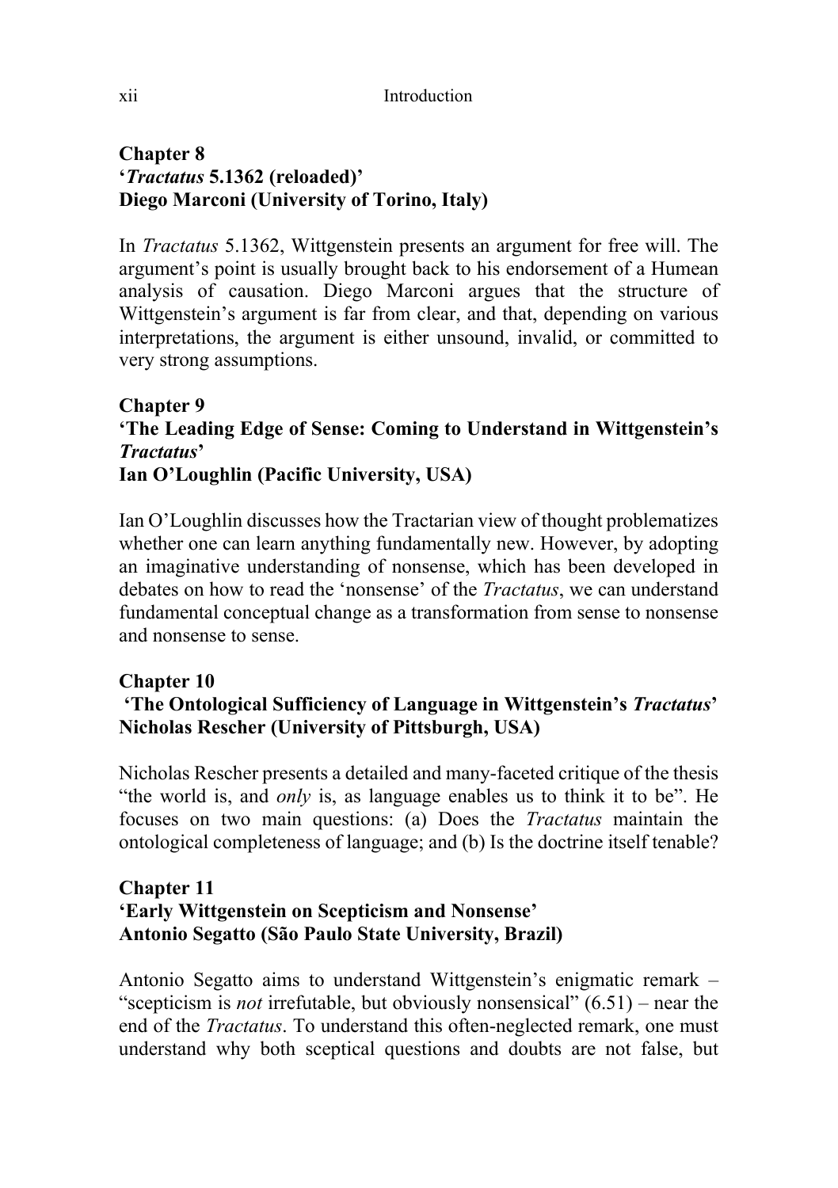## Chapter 8
## '*Tractatus* 5.1362 (reloaded)'
## Diego Marconi (University of Torino, Italy)

In *Tractatus* 5.1362, Wittgenstein presents an argument for free will. The argument's point is usually brought back to his endorsement of a Humean analysis of causation. Diego Marconi argues that the structure of Wittgenstein's argument is far from clear, and that, depending on various interpretations, the argument is either unsound, invalid, or committed to very strong assumptions.

## Chapter 9
## 'The Leading Edge of Sense: Coming to Understand in Wittgenstein's *Tractatus*'
## Ian O'Loughlin (Pacific University, USA)

Ian O'Loughlin discusses how the Tractarian view of thought problematizes whether one can learn anything fundamentally new. However, by adopting an imaginative understanding of nonsense, which has been developed in debates on how to read the 'nonsense' of the *Tractatus*, we can understand fundamental conceptual change as a transformation from sense to nonsense and nonsense to sense.

## Chapter 10
## 'The Ontological Sufficiency of Language in Wittgenstein's *Tractatus*'
## Nicholas Rescher (University of Pittsburgh, USA)

Nicholas Rescher presents a detailed and many-faceted critique of the thesis "the world is, and *only* is, as language enables us to think it to be". He focuses on two main questions: (a) Does the *Tractatus* maintain the ontological completeness of language; and (b) Is the doctrine itself tenable?

## Chapter 11
## 'Early Wittgenstein on Scepticism and Nonsense'
## Antonio Segatto (São Paulo State University, Brazil)

Antonio Segatto aims to understand Wittgenstein's enigmatic remark – "scepticism is *not* irrefutable, but obviously nonsensical" (6.51) – near the end of the *Tractatus*. To understand this often-neglected remark, one must understand why both sceptical questions and doubts are not false, but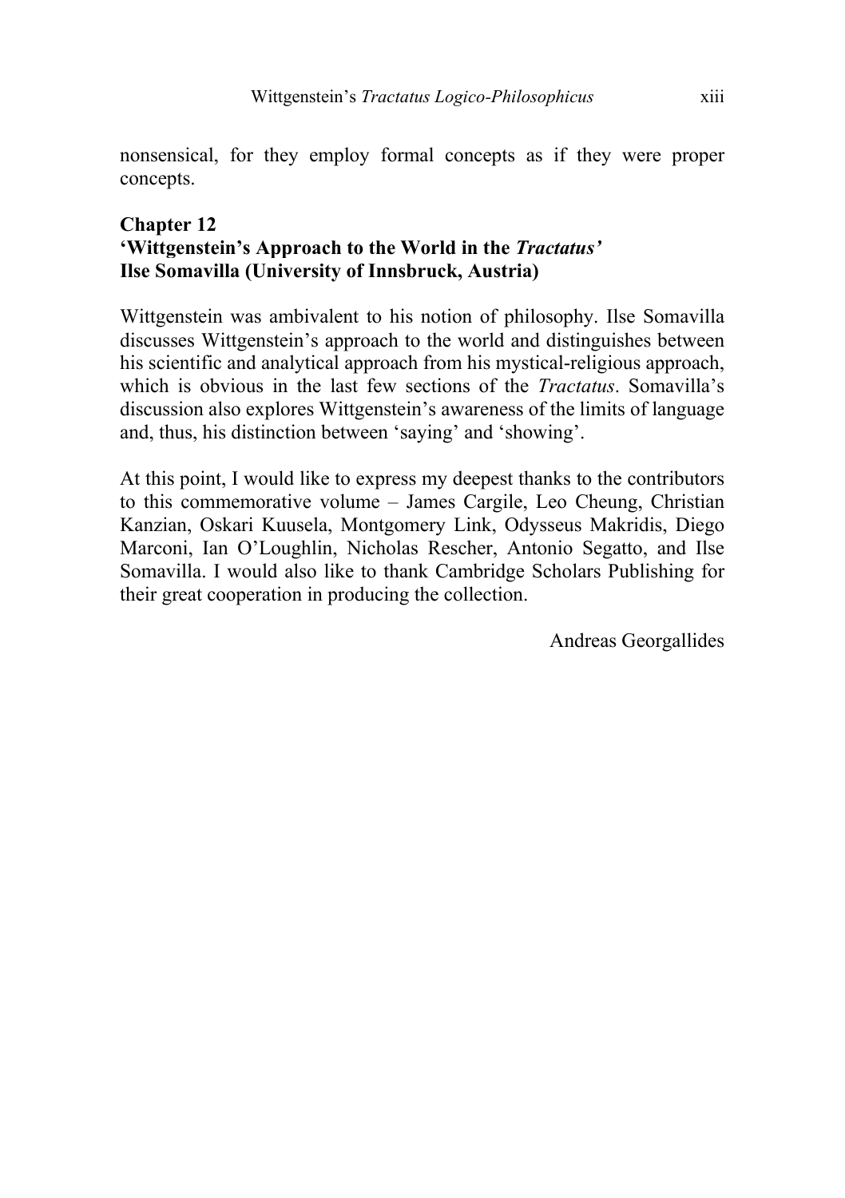nonsensical, for they employ formal concepts as if they were proper concepts.

### Chapter 12
### 'Wittgenstein's Approach to the World in the *Tractatus*'
### Ilse Somavilla (University of Innsbruck, Austria)

Wittgenstein was ambivalent to his notion of philosophy. Ilse Somavilla discusses Wittgenstein's approach to the world and distinguishes between his scientific and analytical approach from his mystical-religious approach, which is obvious in the last few sections of the *Tractatus*. Somavilla's discussion also explores Wittgenstein's awareness of the limits of language and, thus, his distinction between 'saying' and 'showing'.

At this point, I would like to express my deepest thanks to the contributors to this commemorative volume – James Cargile, Leo Cheung, Christian Kanzian, Oskari Kuusela, Montgomery Link, Odysseus Makridis, Diego Marconi, Ian O'Loughlin, Nicholas Rescher, Antonio Segatto, and Ilse Somavilla. I would also like to thank Cambridge Scholars Publishing for their great cooperation in producing the collection.

Andreas Georgallides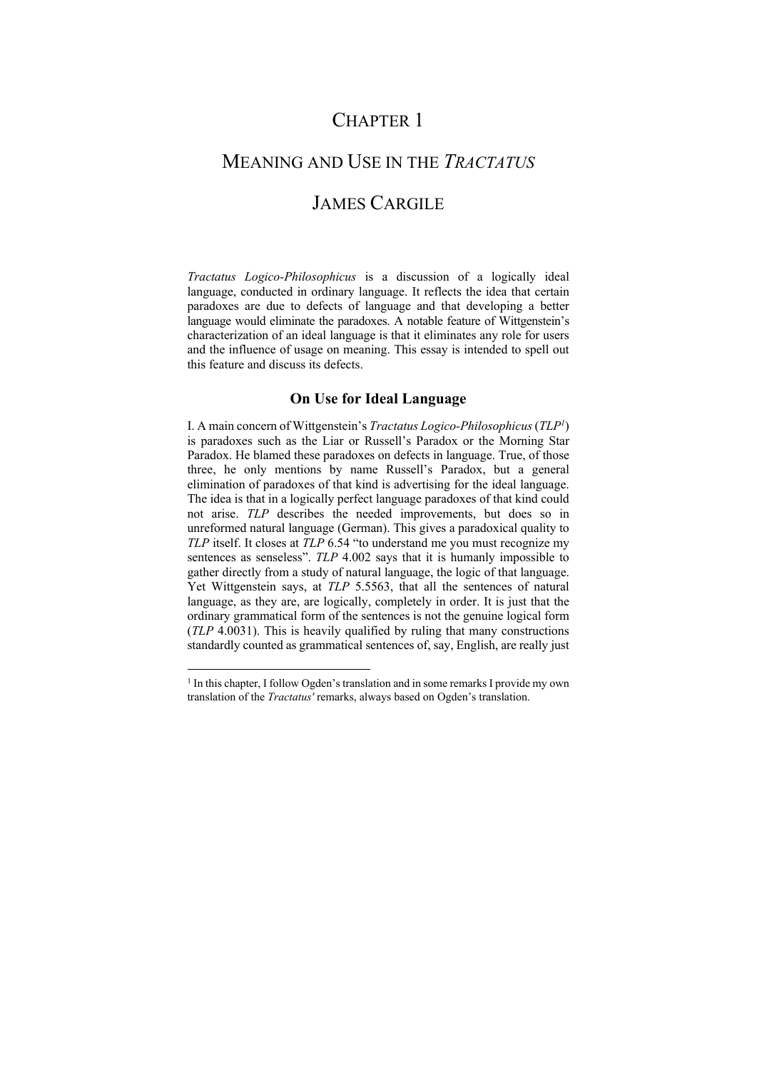# CHAPTER 1

# MEANING AND USE IN THE *TRACTATUS*

## JAMES CARGILE

*Tractatus Logico-Philosophicus* is a discussion of a logically ideal language, conducted in ordinary language. It reflects the idea that certain paradoxes are due to defects of language and that developing a better language would eliminate the paradoxes. A notable feature of Wittgenstein's characterization of an ideal language is that it eliminates any role for users and the influence of usage on meaning. This essay is intended to spell out this feature and discuss its defects.

### On Use for Ideal Language

I. A main concern of Wittgenstein's *Tractatus Logico-Philosophicus* (*TLP*[1]) is paradoxes such as the Liar or Russell's Paradox or the Morning Star Paradox. He blamed these paradoxes on defects in language. True, of those three, he only mentions by name Russell's Paradox, but a general elimination of paradoxes of that kind is advertising for the ideal language. The idea is that in a logically perfect language paradoxes of that kind could not arise. *TLP* describes the needed improvements, but does so in unreformed natural language (German). This gives a paradoxical quality to *TLP* itself. It closes at *TLP* 6.54 "to understand me you must recognize my sentences as senseless". *TLP* 4.002 says that it is humanly impossible to gather directly from a study of natural language, the logic of that language. Yet Wittgenstein says, at *TLP* 5.5563, that all the sentences of natural language, as they are, are logically, completely in order. It is just that the ordinary grammatical form of the sentences is not the genuine logical form (*TLP* 4.0031). This is heavily qualified by ruling that many constructions standardly counted as grammatical sentences of, say, English, are really just

[1] In this chapter, I follow Ogden's translation and in some remarks I provide my own translation of the *Tractatus'* remarks, always based on Ogden's translation.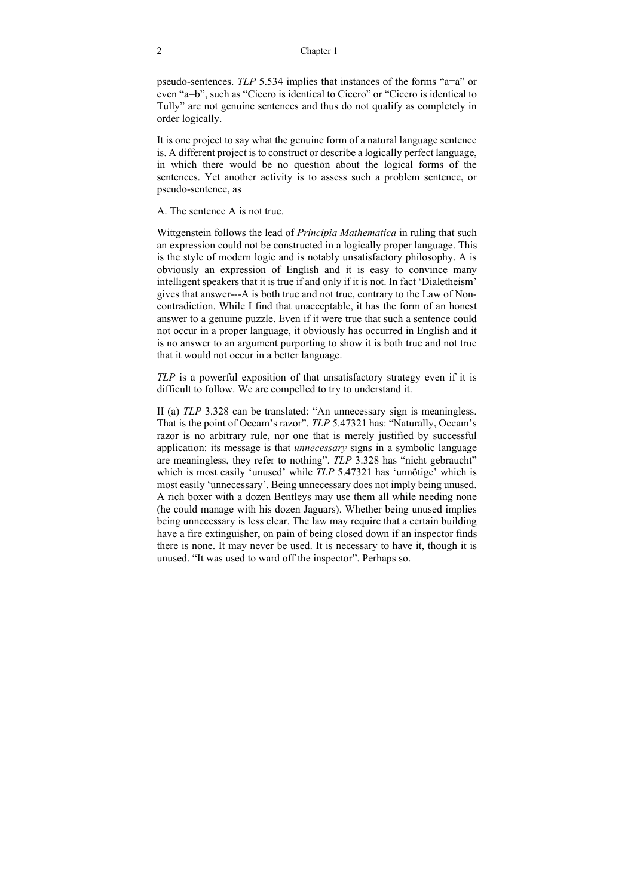pseudo-sentences. *TLP* 5.534 implies that instances of the forms “a=a” or even “a=b”, such as “Cicero is identical to Cicero” or “Cicero is identical to Tully” are not genuine sentences and thus do not qualify as completely in order logically.

It is one project to say what the genuine form of a natural language sentence is. A different project is to construct or describe a logically perfect language, in which there would be no question about the logical forms of the sentences. Yet another activity is to assess such a problem sentence, or pseudo-sentence, as

A. The sentence A is not true.

Wittgenstein follows the lead of *Principia Mathematica* in ruling that such an expression could not be constructed in a logically proper language. This is the style of modern logic and is notably unsatisfactory philosophy. A is obviously an expression of English and it is easy to convince many intelligent speakers that it is true if and only if it is not. In fact ‘Dialetheism’ gives that answer---A is both true and not true, contrary to the Law of Non-contradiction. While I find that unacceptable, it has the form of an honest answer to a genuine puzzle. Even if it were true that such a sentence could not occur in a proper language, it obviously has occurred in English and it is no answer to an argument purporting to show it is both true and not true that it would not occur in a better language.

*TLP* is a powerful exposition of that unsatisfactory strategy even if it is difficult to follow. We are compelled to try to understand it.

II (a) *TLP* 3.328 can be translated: “An unnecessary sign is meaningless. That is the point of Occam’s razor”. *TLP* 5.47321 has: “Naturally, Occam’s razor is no arbitrary rule, nor one that is merely justified by successful application: its message is that *unnecessary* signs in a symbolic language are meaningless, they refer to nothing”. *TLP* 3.328 has “nicht gebraucht” which is most easily ‘unused’ while *TLP* 5.47321 has ‘unnötige’ which is most easily ‘unnecessary’. Being unnecessary does not imply being unused. A rich boxer with a dozen Bentleys may use them all while needing none (he could manage with his dozen Jaguars). Whether being unused implies being unnecessary is less clear. The law may require that a certain building have a fire extinguisher, on pain of being closed down if an inspector finds there is none. It may never be used. It is necessary to have it, though it is unused. “It was used to ward off the inspector”. Perhaps so.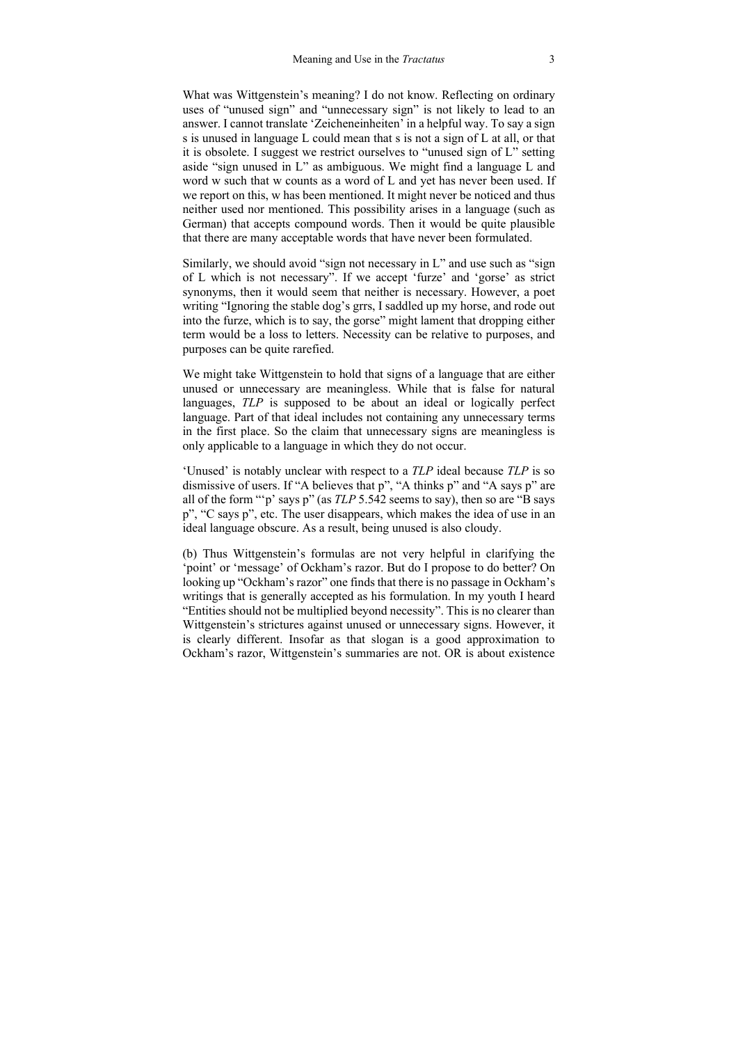What was Wittgenstein's meaning? I do not know. Reflecting on ordinary uses of "unused sign" and "unnecessary sign" is not likely to lead to an answer. I cannot translate 'Zeicheneinheiten' in a helpful way. To say a sign s is unused in language L could mean that s is not a sign of L at all, or that it is obsolete. I suggest we restrict ourselves to "unused sign of L" setting aside "sign unused in L" as ambiguous. We might find a language L and word w such that w counts as a word of L and yet has never been used. If we report on this, w has been mentioned. It might never be noticed and thus neither used nor mentioned. This possibility arises in a language (such as German) that accepts compound words. Then it would be quite plausible that there are many acceptable words that have never been formulated.

Similarly, we should avoid "sign not necessary in L" and use such as "sign of L which is not necessary". If we accept 'furze' and 'gorse' as strict synonyms, then it would seem that neither is necessary. However, a poet writing "Ignoring the stable dog's grrs, I saddled up my horse, and rode out into the furze, which is to say, the gorse" might lament that dropping either term would be a loss to letters. Necessity can be relative to purposes, and purposes can be quite rarefied.

We might take Wittgenstein to hold that signs of a language that are either unused or unnecessary are meaningless. While that is false for natural languages, *TLP* is supposed to be about an ideal or logically perfect language. Part of that ideal includes not containing any unnecessary terms in the first place. So the claim that unnecessary signs are meaningless is only applicable to a language in which they do not occur.

'Unused' is notably unclear with respect to a *TLP* ideal because *TLP* is so dismissive of users. If "A believes that p", "A thinks p" and "A says p" are all of the form "'p' says p" (as *TLP* 5.542 seems to say), then so are "B says p", "C says p", etc. The user disappears, which makes the idea of use in an ideal language obscure. As a result, being unused is also cloudy.

(b) Thus Wittgenstein's formulas are not very helpful in clarifying the 'point' or 'message' of Ockham's razor. But do I propose to do better? On looking up "Ockham's razor" one finds that there is no passage in Ockham's writings that is generally accepted as his formulation. In my youth I heard "Entities should not be multiplied beyond necessity". This is no clearer than Wittgenstein's strictures against unused or unnecessary signs. However, it is clearly different. Insofar as that slogan is a good approximation to Ockham's razor, Wittgenstein's summaries are not. OR is about existence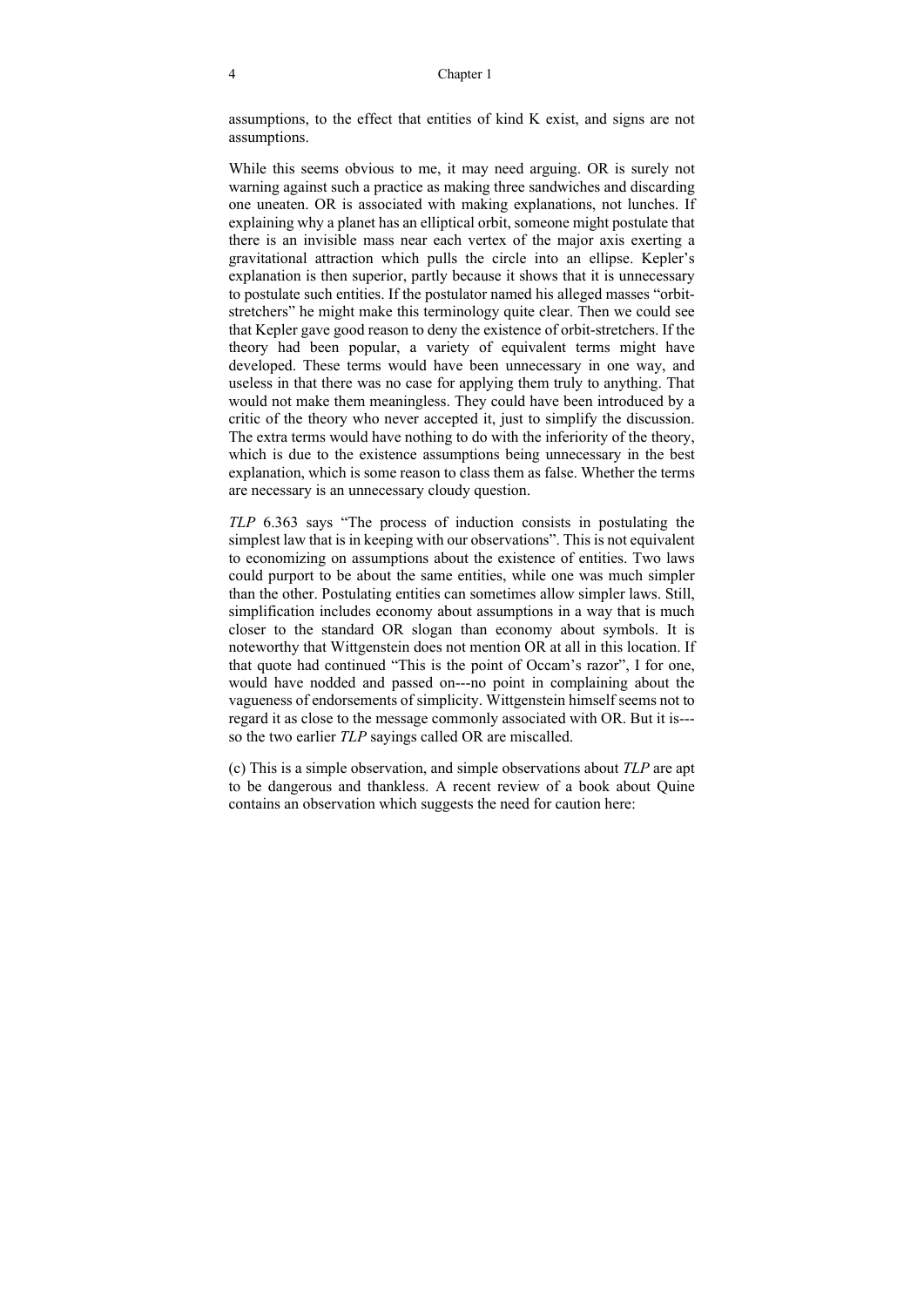assumptions, to the effect that entities of kind K exist, and signs are not assumptions.

While this seems obvious to me, it may need arguing. OR is surely not warning against such a practice as making three sandwiches and discarding one uneaten. OR is associated with making explanations, not lunches. If explaining why a planet has an elliptical orbit, someone might postulate that there is an invisible mass near each vertex of the major axis exerting a gravitational attraction which pulls the circle into an ellipse. Kepler's explanation is then superior, partly because it shows that it is unnecessary to postulate such entities. If the postulator named his alleged masses "orbit-stretchers" he might make this terminology quite clear. Then we could see that Kepler gave good reason to deny the existence of orbit-stretchers. If the theory had been popular, a variety of equivalent terms might have developed. These terms would have been unnecessary in one way, and useless in that there was no case for applying them truly to anything. That would not make them meaningless. They could have been introduced by a critic of the theory who never accepted it, just to simplify the discussion. The extra terms would have nothing to do with the inferiority of the theory, which is due to the existence assumptions being unnecessary in the best explanation, which is some reason to class them as false. Whether the terms are necessary is an unnecessary cloudy question.

*TLP* 6.363 says "The process of induction consists in postulating the simplest law that is in keeping with our observations". This is not equivalent to economizing on assumptions about the existence of entities. Two laws could purport to be about the same entities, while one was much simpler than the other. Postulating entities can sometimes allow simpler laws. Still, simplification includes economy about assumptions in a way that is much closer to the standard OR slogan than economy about symbols. It is noteworthy that Wittgenstein does not mention OR at all in this location. If that quote had continued "This is the point of Occam's razor", I for one, would have nodded and passed on---no point in complaining about the vagueness of endorsements of simplicity. Wittgenstein himself seems not to regard it as close to the message commonly associated with OR. But it is---so the two earlier *TLP* sayings called OR are miscalled.

(c) This is a simple observation, and simple observations about *TLP* are apt to be dangerous and thankless. A recent review of a book about Quine contains an observation which suggests the need for caution here: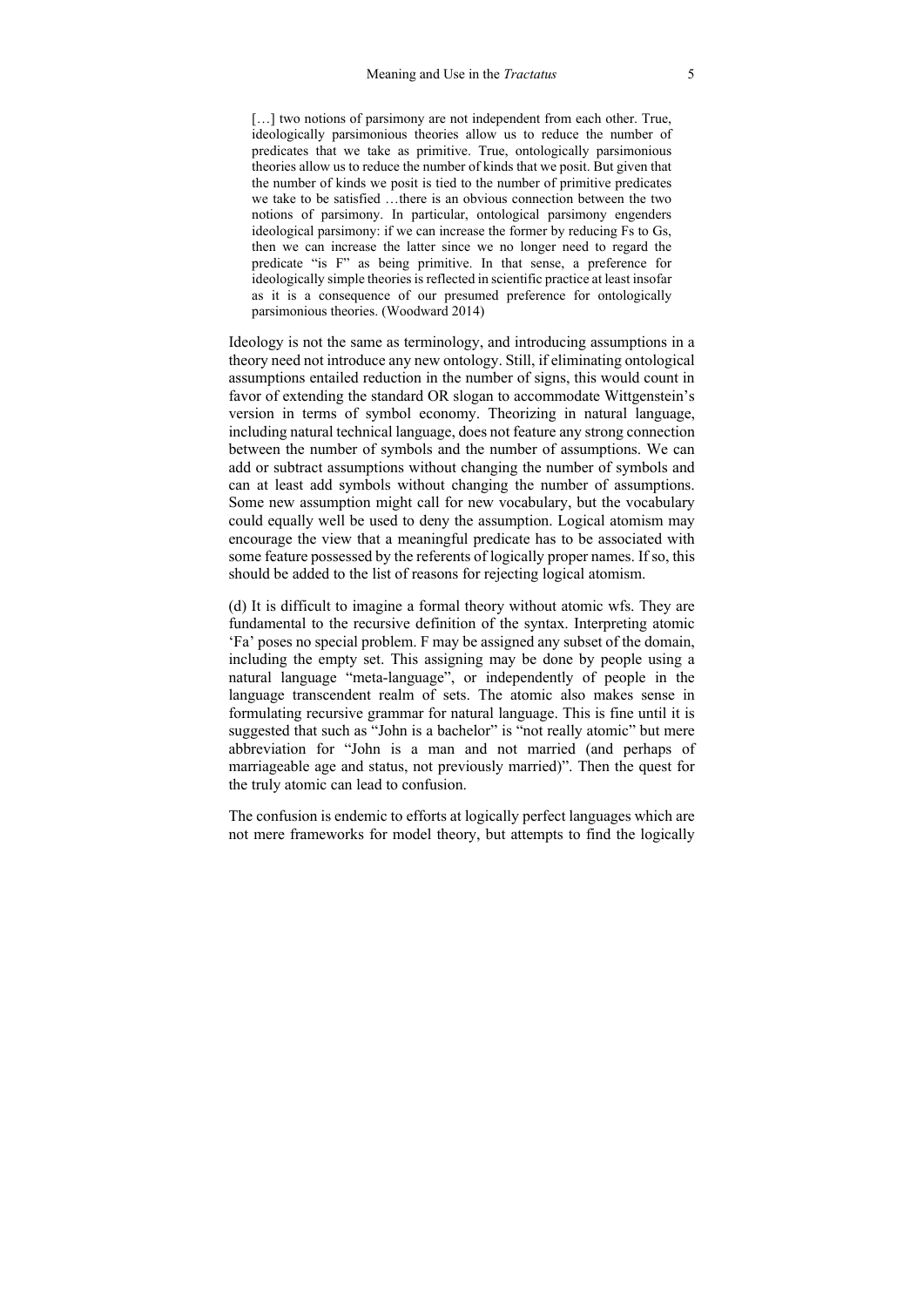> […] two notions of parsimony are not independent from each other. True, ideologically parsimonious theories allow us to reduce the number of predicates that we take as primitive. True, ontologically parsimonious theories allow us to reduce the number of kinds that we posit. But given that the number of kinds we posit is tied to the number of primitive predicates we take to be satisfied …there is an obvious connection between the two notions of parsimony. In particular, ontological parsimony engenders ideological parsimony: if we can increase the former by reducing Fs to Gs, then we can increase the latter since we no longer need to regard the predicate "is F" as being primitive. In that sense, a preference for ideologically simple theories is reflected in scientific practice at least insofar as it is a consequence of our presumed preference for ontologically parsimonious theories. (Woodward 2014)

Ideology is not the same as terminology, and introducing assumptions in a theory need not introduce any new ontology. Still, if eliminating ontological assumptions entailed reduction in the number of signs, this would count in favor of extending the standard OR slogan to accommodate Wittgenstein's version in terms of symbol economy. Theorizing in natural language, including natural technical language, does not feature any strong connection between the number of symbols and the number of assumptions. We can add or subtract assumptions without changing the number of symbols and can at least add symbols without changing the number of assumptions. Some new assumption might call for new vocabulary, but the vocabulary could equally well be used to deny the assumption. Logical atomism may encourage the view that a meaningful predicate has to be associated with some feature possessed by the referents of logically proper names. If so, this should be added to the list of reasons for rejecting logical atomism.

(d) It is difficult to imagine a formal theory without atomic wfs. They are fundamental to the recursive definition of the syntax. Interpreting atomic 'Fa' poses no special problem. F may be assigned any subset of the domain, including the empty set. This assigning may be done by people using a natural language "meta-language", or independently of people in the language transcendent realm of sets. The atomic also makes sense in formulating recursive grammar for natural language. This is fine until it is suggested that such as "John is a bachelor" is "not really atomic" but mere abbreviation for "John is a man and not married (and perhaps of marriageable age and status, not previously married)". Then the quest for the truly atomic can lead to confusion.

The confusion is endemic to efforts at logically perfect languages which are not mere frameworks for model theory, but attempts to find the logically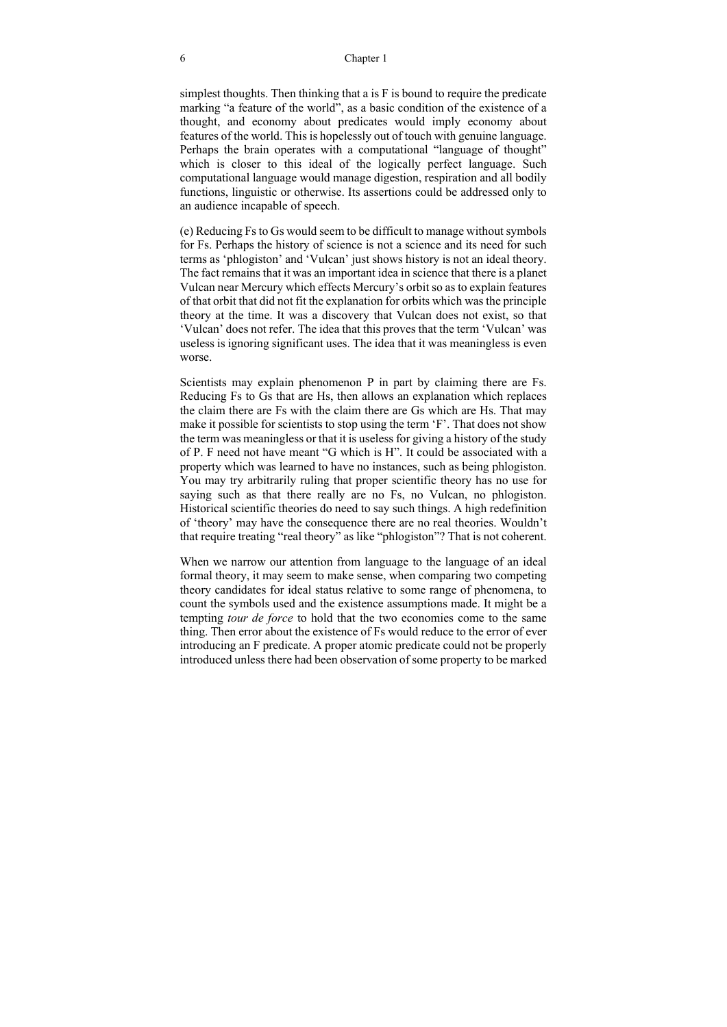simplest thoughts. Then thinking that a is F is bound to require the predicate marking "a feature of the world", as a basic condition of the existence of a thought, and economy about predicates would imply economy about features of the world. This is hopelessly out of touch with genuine language. Perhaps the brain operates with a computational "language of thought" which is closer to this ideal of the logically perfect language. Such computational language would manage digestion, respiration and all bodily functions, linguistic or otherwise. Its assertions could be addressed only to an audience incapable of speech.

(e) Reducing Fs to Gs would seem to be difficult to manage without symbols for Fs. Perhaps the history of science is not a science and its need for such terms as 'phlogiston' and 'Vulcan' just shows history is not an ideal theory. The fact remains that it was an important idea in science that there is a planet Vulcan near Mercury which effects Mercury's orbit so as to explain features of that orbit that did not fit the explanation for orbits which was the principle theory at the time. It was a discovery that Vulcan does not exist, so that 'Vulcan' does not refer. The idea that this proves that the term 'Vulcan' was useless is ignoring significant uses. The idea that it was meaningless is even worse.

Scientists may explain phenomenon P in part by claiming there are Fs. Reducing Fs to Gs that are Hs, then allows an explanation which replaces the claim there are Fs with the claim there are Gs which are Hs. That may make it possible for scientists to stop using the term 'F'. That does not show the term was meaningless or that it is useless for giving a history of the study of P. F need not have meant "G which is H". It could be associated with a property which was learned to have no instances, such as being phlogiston. You may try arbitrarily ruling that proper scientific theory has no use for saying such as that there really are no Fs, no Vulcan, no phlogiston. Historical scientific theories do need to say such things. A high redefinition of 'theory' may have the consequence there are no real theories. Wouldn't that require treating "real theory" as like "phlogiston"? That is not coherent.

When we narrow our attention from language to the language of an ideal formal theory, it may seem to make sense, when comparing two competing theory candidates for ideal status relative to some range of phenomena, to count the symbols used and the existence assumptions made. It might be a tempting *tour de force* to hold that the two economies come to the same thing. Then error about the existence of Fs would reduce to the error of ever introducing an F predicate. A proper atomic predicate could not be properly introduced unless there had been observation of some property to be marked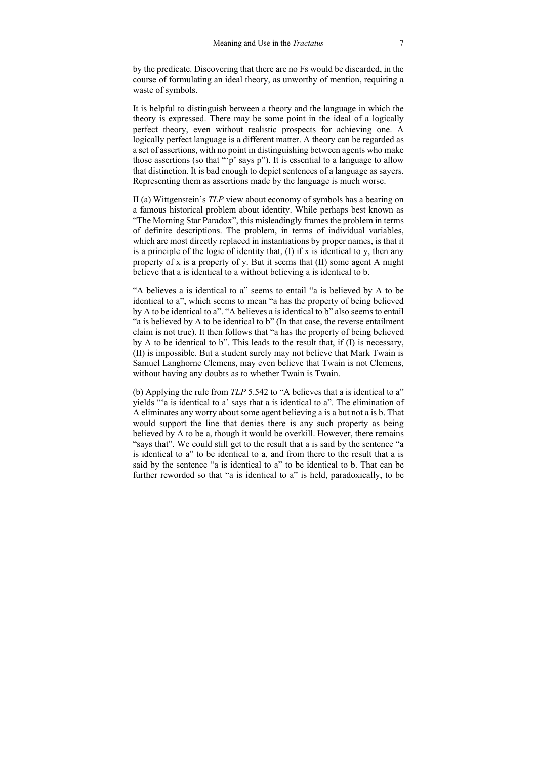by the predicate. Discovering that there are no Fs would be discarded, in the course of formulating an ideal theory, as unworthy of mention, requiring a waste of symbols.

It is helpful to distinguish between a theory and the language in which the theory is expressed. There may be some point in the ideal of a logically perfect theory, even without realistic prospects for achieving one. A logically perfect language is a different matter. A theory can be regarded as a set of assertions, with no point in distinguishing between agents who make those assertions (so that "'p' says p"). It is essential to a language to allow that distinction. It is bad enough to depict sentences of a language as sayers. Representing them as assertions made by the language is much worse.

II (a) Wittgenstein's *TLP* view about economy of symbols has a bearing on a famous historical problem about identity. While perhaps best known as "The Morning Star Paradox", this misleadingly frames the problem in terms of definite descriptions. The problem, in terms of individual variables, which are most directly replaced in instantiations by proper names, is that it is a principle of the logic of identity that, (I) if x is identical to y, then any property of x is a property of y. But it seems that (II) some agent A might believe that a is identical to a without believing a is identical to b.

"A believes a is identical to a" seems to entail "a is believed by A to be identical to a", which seems to mean "a has the property of being believed by A to be identical to a". "A believes a is identical to b" also seems to entail "a is believed by A to be identical to b" (In that case, the reverse entailment claim is not true). It then follows that "a has the property of being believed by A to be identical to b". This leads to the result that, if (I) is necessary, (II) is impossible. But a student surely may not believe that Mark Twain is Samuel Langhorne Clemens, may even believe that Twain is not Clemens, without having any doubts as to whether Twain is Twain.

(b) Applying the rule from *TLP* 5.542 to "A believes that a is identical to a" yields "'a is identical to a' says that a is identical to a". The elimination of A eliminates any worry about some agent believing a is a but not a is b. That would support the line that denies there is any such property as being believed by A to be a, though it would be overkill. However, there remains "says that". We could still get to the result that a is said by the sentence "a is identical to a" to be identical to a, and from there to the result that a is said by the sentence "a is identical to a" to be identical to b. That can be further reworded so that "a is identical to a" is held, paradoxically, to be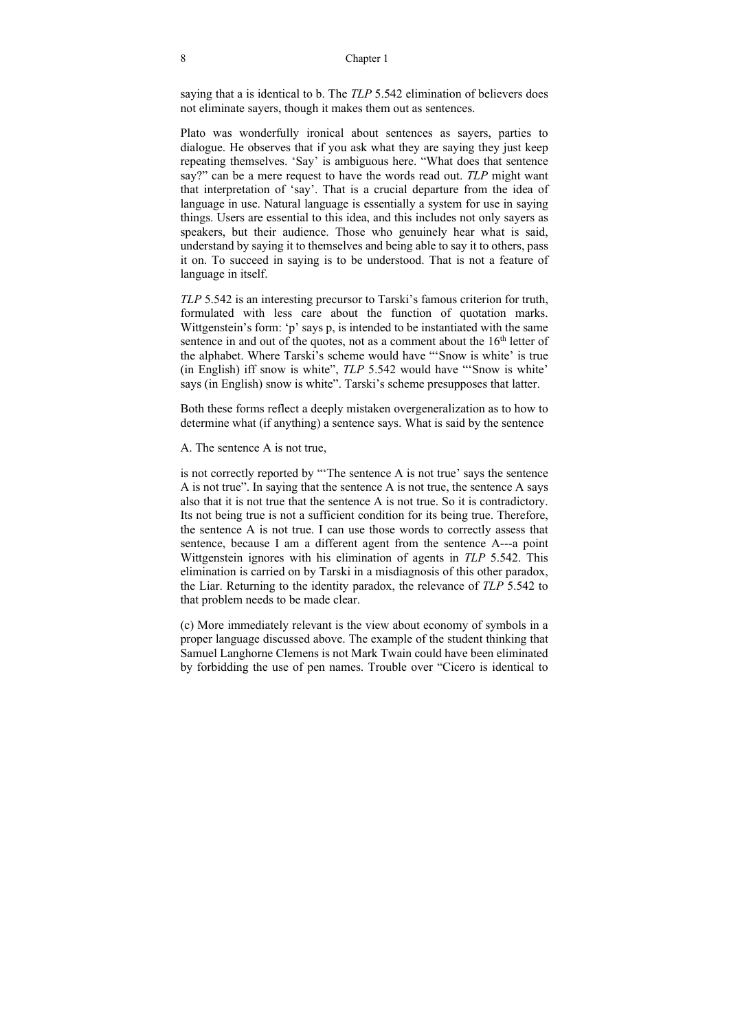saying that a is identical to b. The *TLP* 5.542 elimination of believers does not eliminate sayers, though it makes them out as sentences.

Plato was wonderfully ironical about sentences as sayers, parties to dialogue. He observes that if you ask what they are saying they just keep repeating themselves. 'Say' is ambiguous here. "What does that sentence say?" can be a mere request to have the words read out. *TLP* might want that interpretation of 'say'. That is a crucial departure from the idea of language in use. Natural language is essentially a system for use in saying things. Users are essential to this idea, and this includes not only sayers as speakers, but their audience. Those who genuinely hear what is said, understand by saying it to themselves and being able to say it to others, pass it on. To succeed in saying is to be understood. That is not a feature of language in itself.

*TLP* 5.542 is an interesting precursor to Tarski's famous criterion for truth, formulated with less care about the function of quotation marks. Wittgenstein's form: 'p' says p, is intended to be instantiated with the same sentence in and out of the quotes, not as a comment about the 16th letter of the alphabet. Where Tarski's scheme would have "'Snow is white' is true (in English) iff snow is white", *TLP* 5.542 would have "'Snow is white' says (in English) snow is white". Tarski's scheme presupposes that latter.

Both these forms reflect a deeply mistaken overgeneralization as to how to determine what (if anything) a sentence says. What is said by the sentence

A. The sentence A is not true,

is not correctly reported by "'The sentence A is not true' says the sentence A is not true". In saying that the sentence A is not true, the sentence A says also that it is not true that the sentence A is not true. So it is contradictory. Its not being true is not a sufficient condition for its being true. Therefore, the sentence A is not true. I can use those words to correctly assess that sentence, because I am a different agent from the sentence A---a point Wittgenstein ignores with his elimination of agents in *TLP* 5.542. This elimination is carried on by Tarski in a misdiagnosis of this other paradox, the Liar. Returning to the identity paradox, the relevance of *TLP* 5.542 to that problem needs to be made clear.

(c) More immediately relevant is the view about economy of symbols in a proper language discussed above. The example of the student thinking that Samuel Langhorne Clemens is not Mark Twain could have been eliminated by forbidding the use of pen names. Trouble over "Cicero is identical to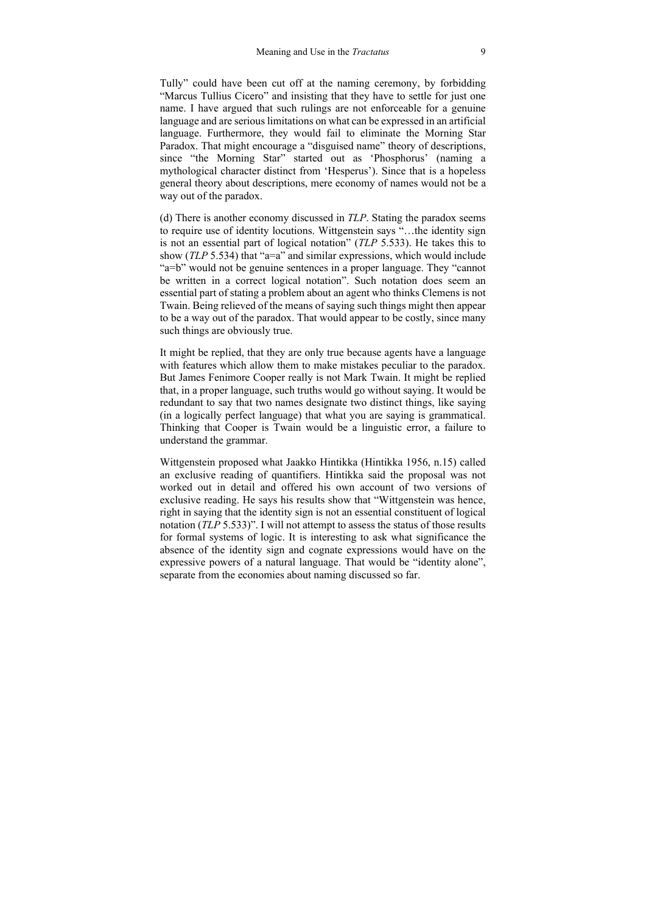Tully" could have been cut off at the naming ceremony, by forbidding "Marcus Tullius Cicero" and insisting that they have to settle for just one name. I have argued that such rulings are not enforceable for a genuine language and are serious limitations on what can be expressed in an artificial language. Furthermore, they would fail to eliminate the Morning Star Paradox. That might encourage a "disguised name" theory of descriptions, since "the Morning Star" started out as 'Phosphorus' (naming a mythological character distinct from 'Hesperus'). Since that is a hopeless general theory about descriptions, mere economy of names would not be a way out of the paradox.

(d) There is another economy discussed in *TLP*. Stating the paradox seems to require use of identity locutions. Wittgenstein says "…the identity sign is not an essential part of logical notation" (*TLP* 5.533). He takes this to show (*TLP* 5.534) that "a=a" and similar expressions, which would include "a=b" would not be genuine sentences in a proper language. They "cannot be written in a correct logical notation". Such notation does seem an essential part of stating a problem about an agent who thinks Clemens is not Twain. Being relieved of the means of saying such things might then appear to be a way out of the paradox. That would appear to be costly, since many such things are obviously true.

It might be replied, that they are only true because agents have a language with features which allow them to make mistakes peculiar to the paradox. But James Fenimore Cooper really is not Mark Twain. It might be replied that, in a proper language, such truths would go without saying. It would be redundant to say that two names designate two distinct things, like saying (in a logically perfect language) that what you are saying is grammatical. Thinking that Cooper is Twain would be a linguistic error, a failure to understand the grammar.

Wittgenstein proposed what Jaakko Hintikka (Hintikka 1956, n.15) called an exclusive reading of quantifiers. Hintikka said the proposal was not worked out in detail and offered his own account of two versions of exclusive reading. He says his results show that "Wittgenstein was hence, right in saying that the identity sign is not an essential constituent of logical notation (*TLP* 5.533)". I will not attempt to assess the status of those results for formal systems of logic. It is interesting to ask what significance the absence of the identity sign and cognate expressions would have on the expressive powers of a natural language. That would be "identity alone", separate from the economies about naming discussed so far.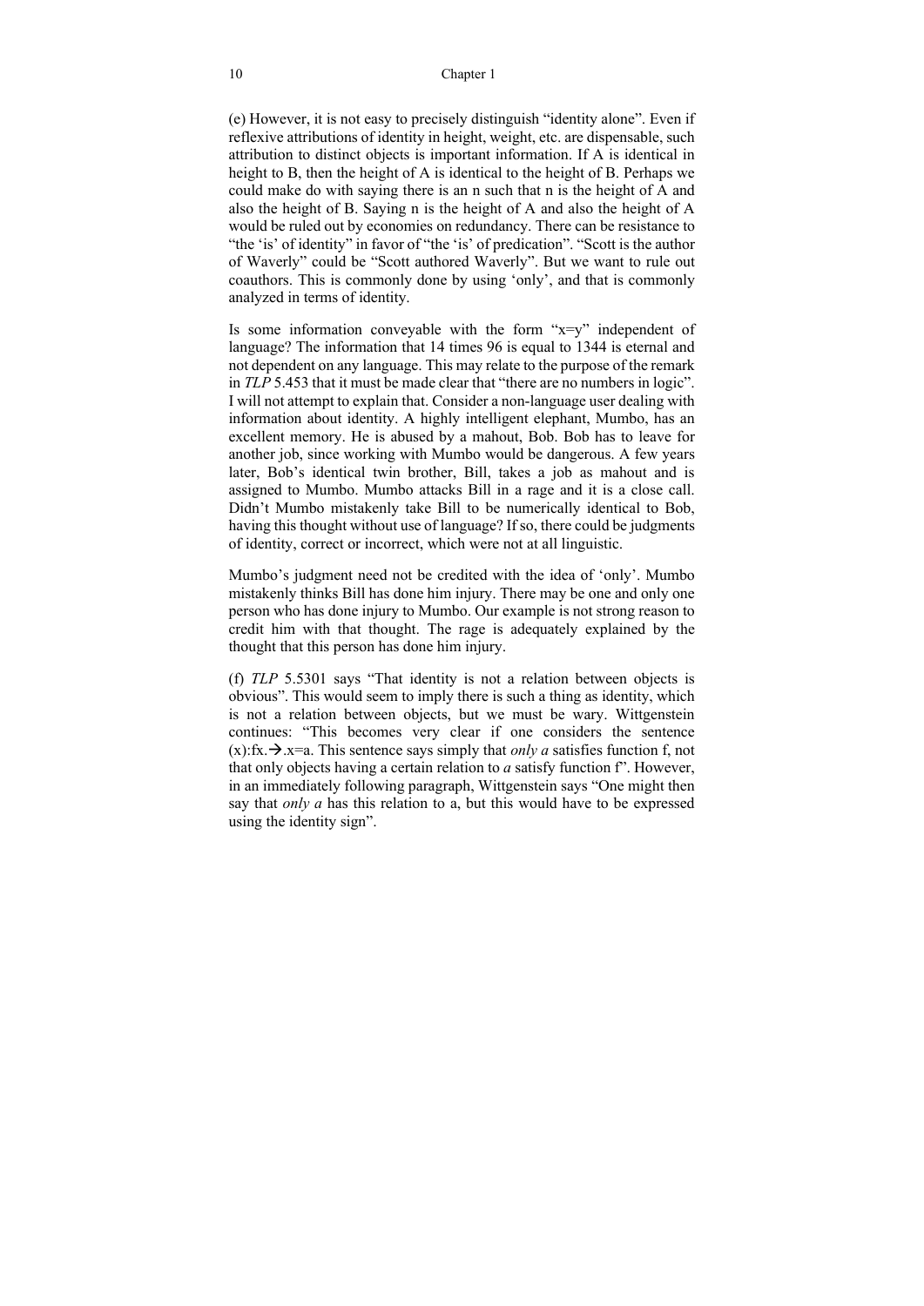(e) However, it is not easy to precisely distinguish "identity alone". Even if reflexive attributions of identity in height, weight, etc. are dispensable, such attribution to distinct objects is important information. If A is identical in height to B, then the height of A is identical to the height of B. Perhaps we could make do with saying there is an n such that n is the height of A and also the height of B. Saying n is the height of A and also the height of A would be ruled out by economies on redundancy. There can be resistance to "the 'is' of identity" in favor of "the 'is' of predication". "Scott is the author of Waverly" could be "Scott authored Waverly". But we want to rule out coauthors. This is commonly done by using 'only', and that is commonly analyzed in terms of identity.

Is some information conveyable with the form "x=y" independent of language? The information that 14 times 96 is equal to 1344 is eternal and not dependent on any language. This may relate to the purpose of the remark in *TLP* 5.453 that it must be made clear that "there are no numbers in logic". I will not attempt to explain that. Consider a non-language user dealing with information about identity. A highly intelligent elephant, Mumbo, has an excellent memory. He is abused by a mahout, Bob. Bob has to leave for another job, since working with Mumbo would be dangerous. A few years later, Bob's identical twin brother, Bill, takes a job as mahout and is assigned to Mumbo. Mumbo attacks Bill in a rage and it is a close call. Didn't Mumbo mistakenly take Bill to be numerically identical to Bob, having this thought without use of language? If so, there could be judgments of identity, correct or incorrect, which were not at all linguistic.

Mumbo's judgment need not be credited with the idea of 'only'. Mumbo mistakenly thinks Bill has done him injury. There may be one and only one person who has done injury to Mumbo. Our example is not strong reason to credit him with that thought. The rage is adequately explained by the thought that this person has done him injury.

(f) *TLP* 5.5301 says "That identity is not a relation between objects is obvious". This would seem to imply there is such a thing as identity, which is not a relation between objects, but we must be wary. Wittgenstein continues: "This becomes very clear if one considers the sentence (x):fx.→.x=a. This sentence says simply that *only a* satisfies function f, not that only objects having a certain relation to *a* satisfy function f". However, in an immediately following paragraph, Wittgenstein says "One might then say that *only a* has this relation to a, but this would have to be expressed using the identity sign".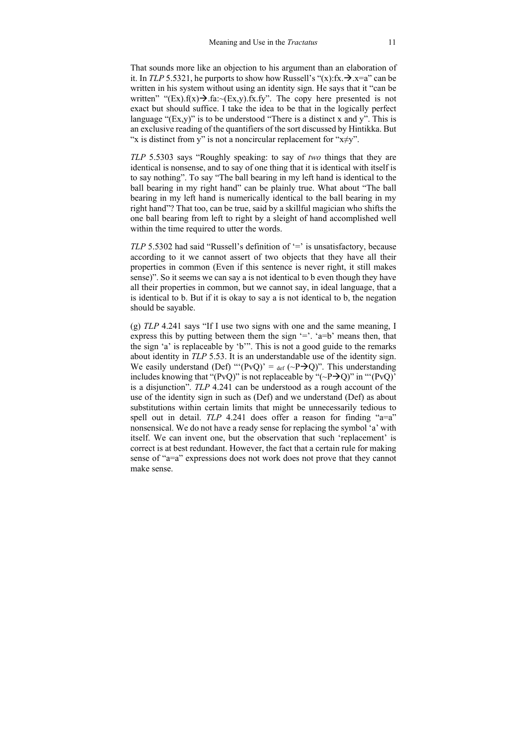That sounds more like an objection to his argument than an elaboration of it. In *TLP* 5.5321, he purports to show how Russell's "(x):fx.→.x=a" can be written in his system without using an identity sign. He says that it "can be written" "(Ex).f(x)→.fa:~(Ex,y).fx.fy". The copy here presented is not exact but should suffice. I take the idea to be that in the logically perfect language "(Ex,y)" is to be understood "There is a distinct x and y". This is an exclusive reading of the quantifiers of the sort discussed by Hintikka. But "x is distinct from y" is not a noncircular replacement for "x≠y".

*TLP* 5.5303 says "Roughly speaking: to say of *two* things that they are identical is nonsense, and to say of one thing that it is identical with itself is to say nothing". To say "The ball bearing in my left hand is identical to the ball bearing in my right hand" can be plainly true. What about "The ball bearing in my left hand is numerically identical to the ball bearing in my right hand"? That too, can be true, said by a skillful magician who shifts the one ball bearing from left to right by a sleight of hand accomplished well within the time required to utter the words.

*TLP* 5.5302 had said "Russell's definition of '=' is unsatisfactory, because according to it we cannot assert of two objects that they have all their properties in common (Even if this sentence is never right, it still makes sense)". So it seems we can say a is not identical to b even though they have all their properties in common, but we cannot say, in ideal language, that a is identical to b. But if it is okay to say a is not identical to b, the negation should be sayable.

(g) *TLP* 4.241 says "If I use two signs with one and the same meaning, I express this by putting between them the sign '='. 'a=b' means then, that the sign 'a' is replaceable by 'b'". This is not a good guide to the remarks about identity in *TLP* 5.53. It is an understandable use of the identity sign. We easily understand (Def) "'(PvQ)' $=_{\text{def}}$ (~P→Q)". This understanding includes knowing that "(PvQ)" is not replaceable by "(~P→Q)" in "'(PvQ)' is a disjunction". *TLP* 4.241 can be understood as a rough account of the use of the identity sign in such as (Def) and we understand (Def) as about substitutions within certain limits that might be unnecessarily tedious to spell out in detail. *TLP* 4.241 does offer a reason for finding "a=a" nonsensical. We do not have a ready sense for replacing the symbol 'a' with itself. We can invent one, but the observation that such 'replacement' is correct is at best redundant. However, the fact that a certain rule for making sense of "a=a" expressions does not work does not prove that they cannot make sense.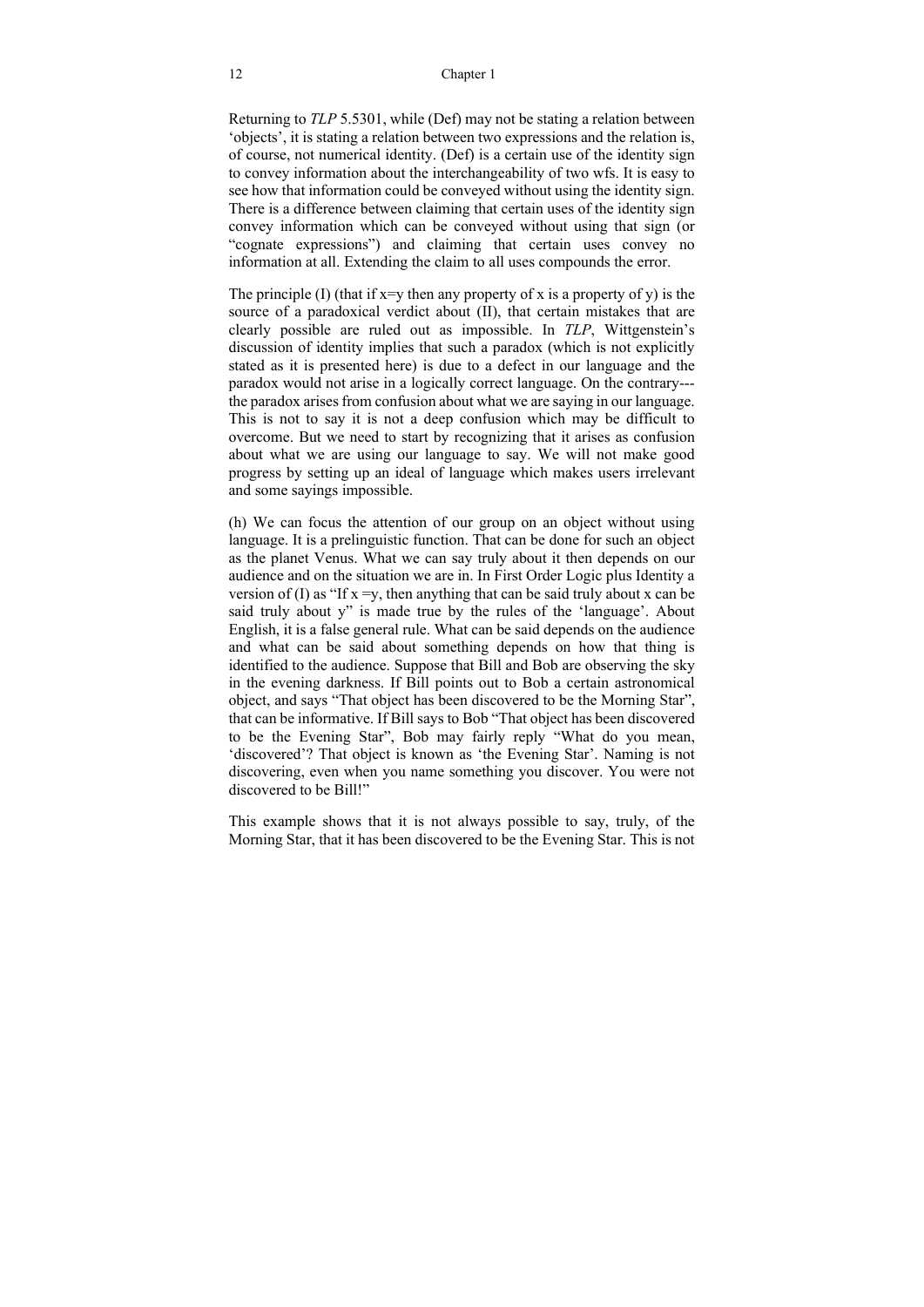Returning to *TLP* 5.5301, while (Def) may not be stating a relation between 'objects', it is stating a relation between two expressions and the relation is, of course, not numerical identity. (Def) is a certain use of the identity sign to convey information about the interchangeability of two wfs. It is easy to see how that information could be conveyed without using the identity sign. There is a difference between claiming that certain uses of the identity sign convey information which can be conveyed without using that sign (or "cognate expressions") and claiming that certain uses convey no information at all. Extending the claim to all uses compounds the error.

The principle (I) (that if x=y then any property of x is a property of y) is the source of a paradoxical verdict about (II), that certain mistakes that are clearly possible are ruled out as impossible. In *TLP*, Wittgenstein's discussion of identity implies that such a paradox (which is not explicitly stated as it is presented here) is due to a defect in our language and the paradox would not arise in a logically correct language. On the contrary---the paradox arises from confusion about what we are saying in our language. This is not to say it is not a deep confusion which may be difficult to overcome. But we need to start by recognizing that it arises as confusion about what we are using our language to say. We will not make good progress by setting up an ideal of language which makes users irrelevant and some sayings impossible.

(h) We can focus the attention of our group on an object without using language. It is a prelinguistic function. That can be done for such an object as the planet Venus. What we can say truly about it then depends on our audience and on the situation we are in. In First Order Logic plus Identity a version of (I) as "If x =y, then anything that can be said truly about x can be said truly about y" is made true by the rules of the 'language'. About English, it is a false general rule. What can be said depends on the audience and what can be said about something depends on how that thing is identified to the audience. Suppose that Bill and Bob are observing the sky in the evening darkness. If Bill points out to Bob a certain astronomical object, and says "That object has been discovered to be the Morning Star", that can be informative. If Bill says to Bob "That object has been discovered to be the Evening Star", Bob may fairly reply "What do you mean, 'discovered'? That object is known as 'the Evening Star'. Naming is not discovering, even when you name something you discover. You were not discovered to be Bill!"

This example shows that it is not always possible to say, truly, of the Morning Star, that it has been discovered to be the Evening Star. This is not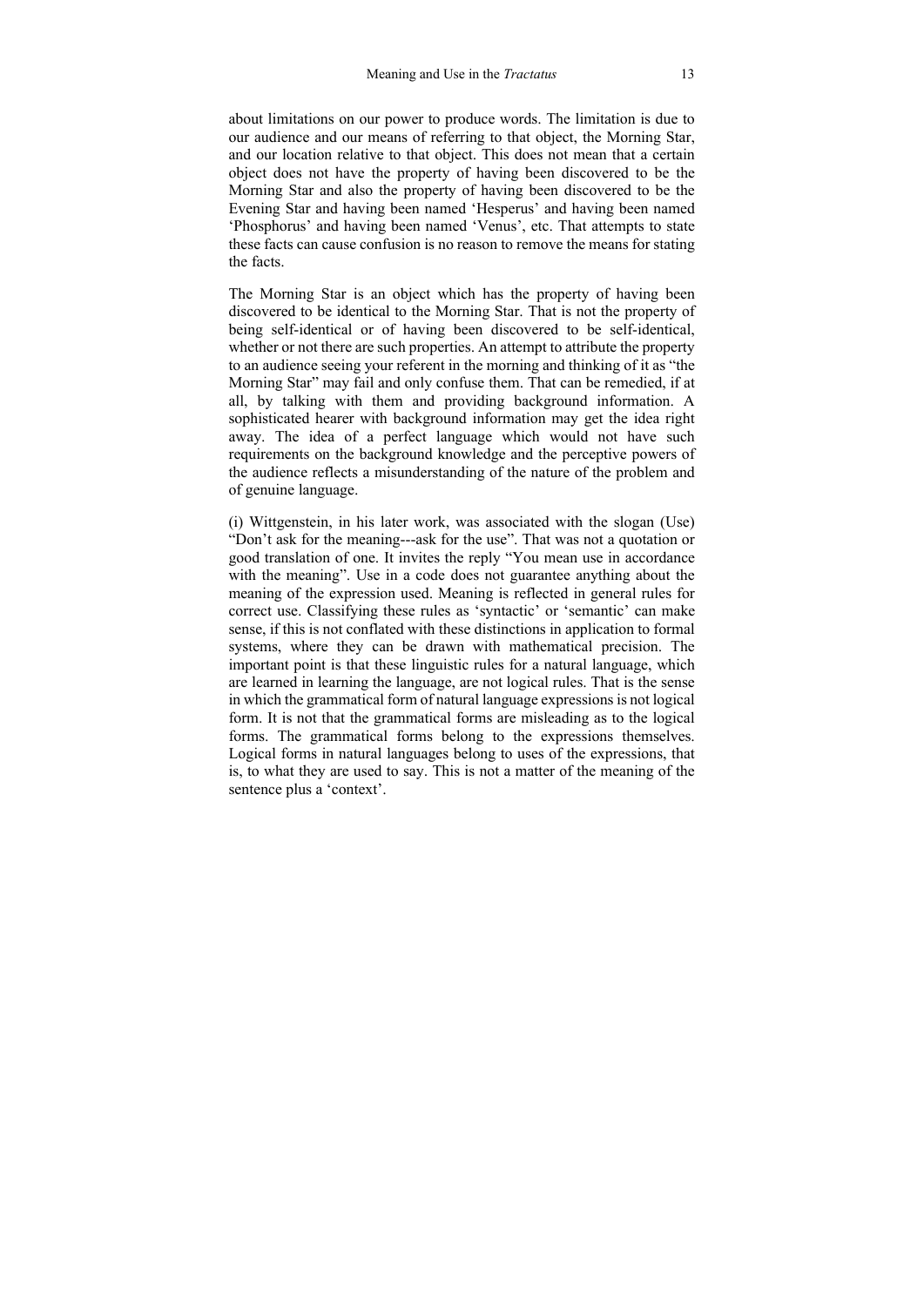about limitations on our power to produce words. The limitation is due to our audience and our means of referring to that object, the Morning Star, and our location relative to that object. This does not mean that a certain object does not have the property of having been discovered to be the Morning Star and also the property of having been discovered to be the Evening Star and having been named 'Hesperus' and having been named 'Phosphorus' and having been named 'Venus', etc. That attempts to state these facts can cause confusion is no reason to remove the means for stating the facts.

The Morning Star is an object which has the property of having been discovered to be identical to the Morning Star. That is not the property of being self-identical or of having been discovered to be self-identical, whether or not there are such properties. An attempt to attribute the property to an audience seeing your referent in the morning and thinking of it as "the Morning Star" may fail and only confuse them. That can be remedied, if at all, by talking with them and providing background information. A sophisticated hearer with background information may get the idea right away. The idea of a perfect language which would not have such requirements on the background knowledge and the perceptive powers of the audience reflects a misunderstanding of the nature of the problem and of genuine language.

(i) Wittgenstein, in his later work, was associated with the slogan (Use) "Don't ask for the meaning---ask for the use". That was not a quotation or good translation of one. It invites the reply "You mean use in accordance with the meaning". Use in a code does not guarantee anything about the meaning of the expression used. Meaning is reflected in general rules for correct use. Classifying these rules as 'syntactic' or 'semantic' can make sense, if this is not conflated with these distinctions in application to formal systems, where they can be drawn with mathematical precision. The important point is that these linguistic rules for a natural language, which are learned in learning the language, are not logical rules. That is the sense in which the grammatical form of natural language expressions is not logical form. It is not that the grammatical forms are misleading as to the logical forms. The grammatical forms belong to the expressions themselves. Logical forms in natural languages belong to uses of the expressions, that is, to what they are used to say. This is not a matter of the meaning of the sentence plus a 'context'.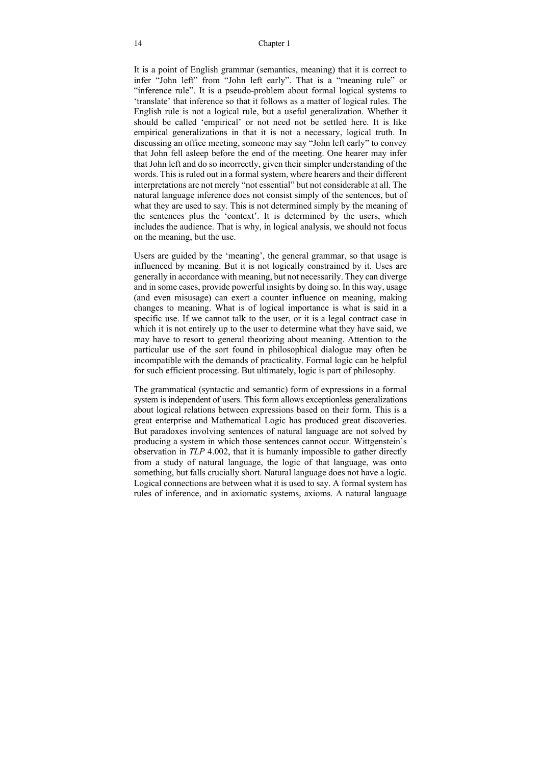It is a point of English grammar (semantics, meaning) that it is correct to infer "John left" from "John left early". That is a "meaning rule" or "inference rule". It is a pseudo-problem about formal logical systems to 'translate' that inference so that it follows as a matter of logical rules. The English rule is not a logical rule, but a useful generalization. Whether it should be called 'empirical' or not need not be settled here. It is like empirical generalizations in that it is not a necessary, logical truth. In discussing an office meeting, someone may say "John left early" to convey that John fell asleep before the end of the meeting. One hearer may infer that John left and do so incorrectly, given their simpler understanding of the words. This is ruled out in a formal system, where hearers and their different interpretations are not merely "not essential" but not considerable at all. The natural language inference does not consist simply of the sentences, but of what they are used to say. This is not determined simply by the meaning of the sentences plus the 'context'. It is determined by the users, which includes the audience. That is why, in logical analysis, we should not focus on the meaning, but the use.

Users are guided by the 'meaning', the general grammar, so that usage is influenced by meaning. But it is not logically constrained by it. Uses are generally in accordance with meaning, but not necessarily. They can diverge and in some cases, provide powerful insights by doing so. In this way, usage (and even misusage) can exert a counter influence on meaning, making changes to meaning. What is of logical importance is what is said in a specific use. If we cannot talk to the user, or it is a legal contract case in which it is not entirely up to the user to determine what they have said, we may have to resort to general theorizing about meaning. Attention to the particular use of the sort found in philosophical dialogue may often be incompatible with the demands of practicality. Formal logic can be helpful for such efficient processing. But ultimately, logic is part of philosophy.

The grammatical (syntactic and semantic) form of expressions in a formal system is independent of users. This form allows exceptionless generalizations about logical relations between expressions based on their form. This is a great enterprise and Mathematical Logic has produced great discoveries. But paradoxes involving sentences of natural language are not solved by producing a system in which those sentences cannot occur. Wittgenstein's observation in *TLP* 4.002, that it is humanly impossible to gather directly from a study of natural language, the logic of that language, was onto something, but falls crucially short. Natural language does not have a logic. Logical connections are between what it is used to say. A formal system has rules of inference, and in axiomatic systems, axioms. A natural language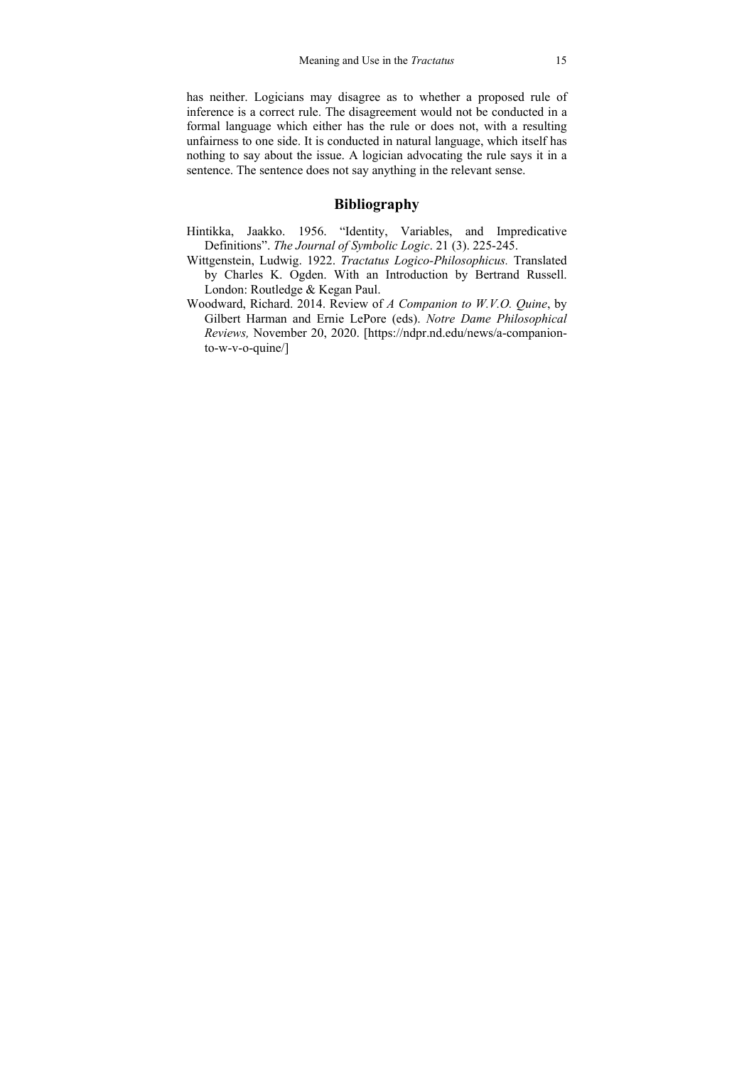has neither. Logicians may disagree as to whether a proposed rule of inference is a correct rule. The disagreement would not be conducted in a formal language which either has the rule or does not, with a resulting unfairness to one side. It is conducted in natural language, which itself has nothing to say about the issue. A logician advocating the rule says it in a sentence. The sentence does not say anything in the relevant sense.

## Bibliography

Hintikka, Jaakko. 1956. "Identity, Variables, and Impredicative Definitions". *The Journal of Symbolic Logic*. 21 (3). 225-245.

Wittgenstein, Ludwig. 1922. *Tractatus Logico-Philosophicus.* Translated by Charles K. Ogden. With an Introduction by Bertrand Russell. London: Routledge & Kegan Paul.

Woodward, Richard. 2014. Review of *A Companion to W.V.O. Quine*, by Gilbert Harman and Ernie LePore (eds). *Notre Dame Philosophical Reviews,* November 20, 2020. [https://ndpr.nd.edu/news/a-companion-to-w-v-o-quine/]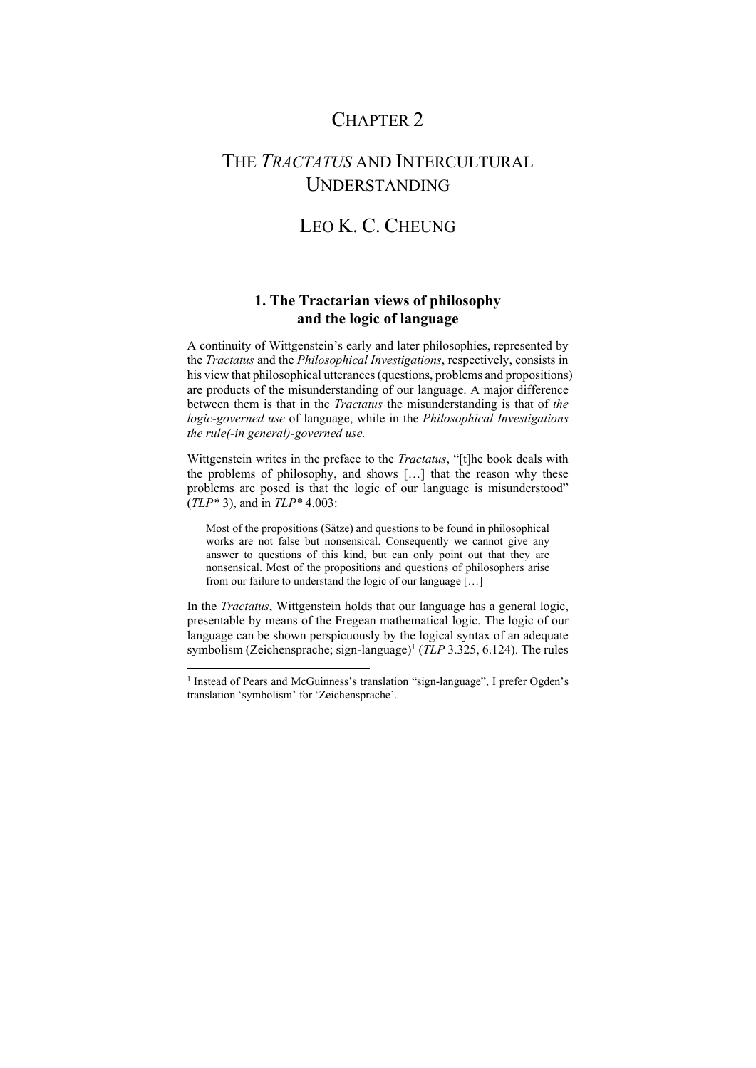# CHAPTER 2

# THE *TRACTATUS* AND INTERCULTURAL UNDERSTANDING

# LEO K. C. CHEUNG

## 1. The Tractarian views of philosophy and the logic of language

A continuity of Wittgenstein's early and later philosophies, represented by the *Tractatus* and the *Philosophical Investigations*, respectively, consists in his view that philosophical utterances (questions, problems and propositions) are products of the misunderstanding of our language. A major difference between them is that in the *Tractatus* the misunderstanding is that of *the logic-governed use* of language, while in the *Philosophical Investigations the rule(-in general)-governed use.*

Wittgenstein writes in the preface to the *Tractatus*, "[t]he book deals with the problems of philosophy, and shows […] that the reason why these problems are posed is that the logic of our language is misunderstood" (*TLP\** 3), and in *TLP\** 4.003:

> Most of the propositions (Sätze) and questions to be found in philosophical works are not false but nonsensical. Consequently we cannot give any answer to questions of this kind, but can only point out that they are nonsensical. Most of the propositions and questions of philosophers arise from our failure to understand the logic of our language […]

In the *Tractatus*, Wittgenstein holds that our language has a general logic, presentable by means of the Fregean mathematical logic. The logic of our language can be shown perspicuously by the logical syntax of an adequate symbolism (Zeichensprache; sign-language)[1] (*TLP* 3.325, 6.124). The rules

[1] Instead of Pears and McGuinness's translation "sign-language", I prefer Ogden's translation 'symbolism' for 'Zeichensprache'.